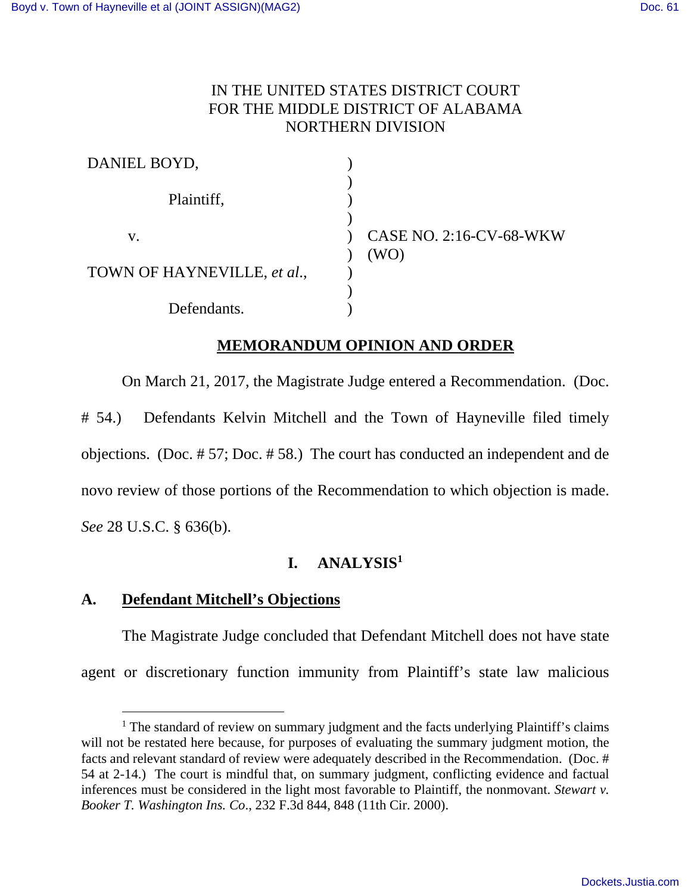IN THE UNITED STATES DISTRICT COURT
FOR THE MIDDLE DISTRICT OF ALABAMA
NORTHERN DIVISION

| | | |
|---|---|---|
| DANIEL BOYD, | ) | |
| Plaintiff, | ) | |
| v. | ) | CASE NO. 2:16-CV-68-WKW (WO) |
| TOWN OF HAYNEVILLE, *et al.*, | ) | |
| Defendants. | ) | |

## MEMORANDUM OPINION AND ORDER

On March 21, 2017, the Magistrate Judge entered a Recommendation. (Doc. # 54.) Defendants Kelvin Mitchell and the Town of Hayneville filed timely objections. (Doc. # 57; Doc. # 58.) The court has conducted an independent and de novo review of those portions of the Recommendation to which objection is made. *See* 28 U.S.C. § 636(b).

## I. ANALYSIS[1]

### A. Defendant Mitchell's Objections

The Magistrate Judge concluded that Defendant Mitchell does not have state agent or discretionary function immunity from Plaintiff's state law malicious

[1] The standard of review on summary judgment and the facts underlying Plaintiff's claims will not be restated here because, for purposes of evaluating the summary judgment motion, the facts and relevant standard of review were adequately described in the Recommendation. (Doc. # 54 at 2-14.) The court is mindful that, on summary judgment, conflicting evidence and factual inferences must be considered in the light most favorable to Plaintiff, the nonmovant. *Stewart v. Booker T. Washington Ins. Co*., 232 F.3d 844, 848 (11th Cir. 2000).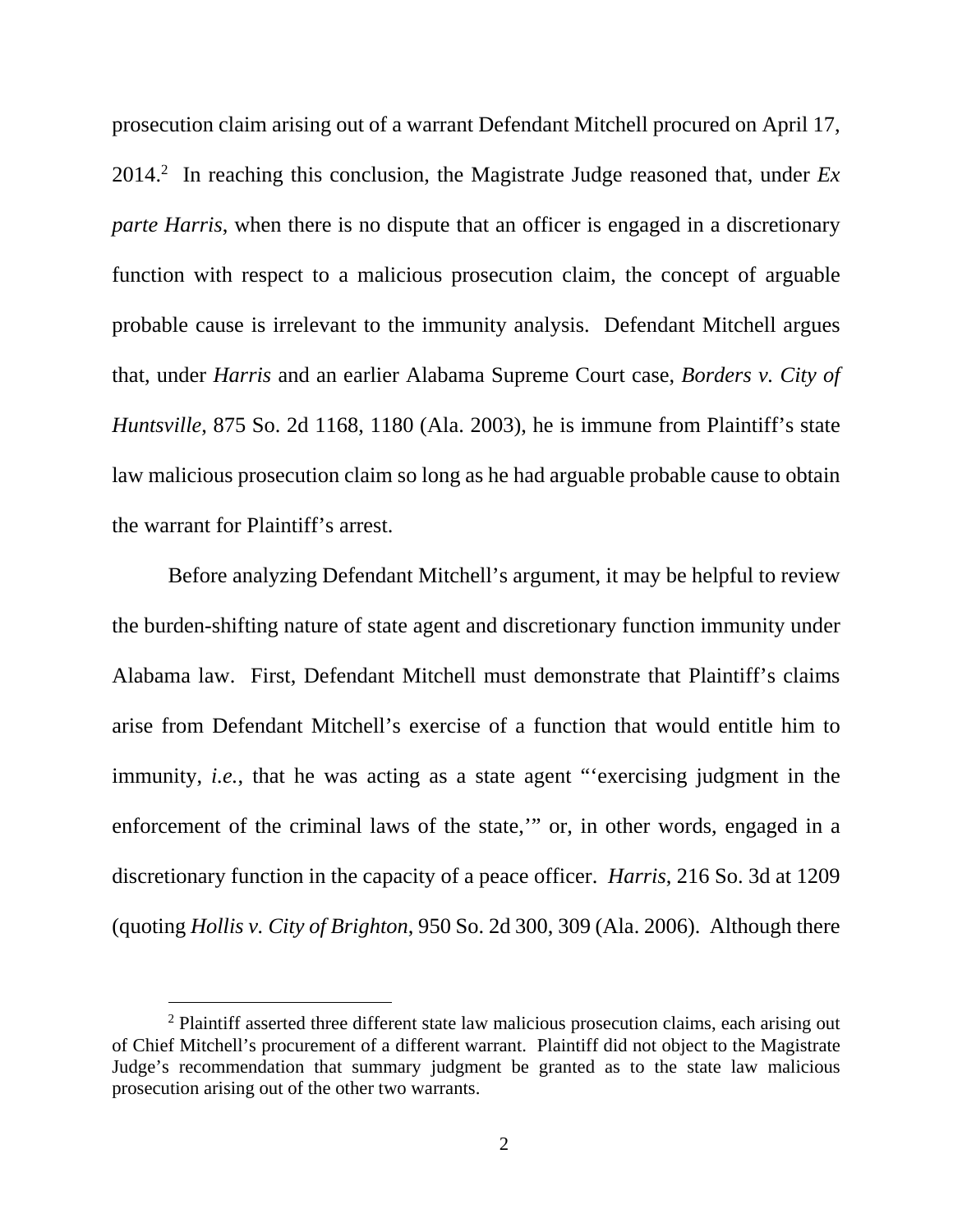prosecution claim arising out of a warrant Defendant Mitchell procured on April 17, 2014.[2] In reaching this conclusion, the Magistrate Judge reasoned that, under *Ex parte Harris*, when there is no dispute that an officer is engaged in a discretionary function with respect to a malicious prosecution claim, the concept of arguable probable cause is irrelevant to the immunity analysis. Defendant Mitchell argues that, under *Harris* and an earlier Alabama Supreme Court case, *Borders v. City of Huntsville*, 875 So. 2d 1168, 1180 (Ala. 2003), he is immune from Plaintiff's state law malicious prosecution claim so long as he had arguable probable cause to obtain the warrant for Plaintiff's arrest.

Before analyzing Defendant Mitchell's argument, it may be helpful to review the burden-shifting nature of state agent and discretionary function immunity under Alabama law. First, Defendant Mitchell must demonstrate that Plaintiff's claims arise from Defendant Mitchell's exercise of a function that would entitle him to immunity, *i.e.*, that he was acting as a state agent "'exercising judgment in the enforcement of the criminal laws of the state,'" or, in other words, engaged in a discretionary function in the capacity of a peace officer. *Harris*, 216 So. 3d at 1209 (quoting *Hollis v. City of Brighton*, 950 So. 2d 300, 309 (Ala. 2006). Although there

[2] Plaintiff asserted three different state law malicious prosecution claims, each arising out of Chief Mitchell's procurement of a different warrant. Plaintiff did not object to the Magistrate Judge's recommendation that summary judgment be granted as to the state law malicious prosecution arising out of the other two warrants.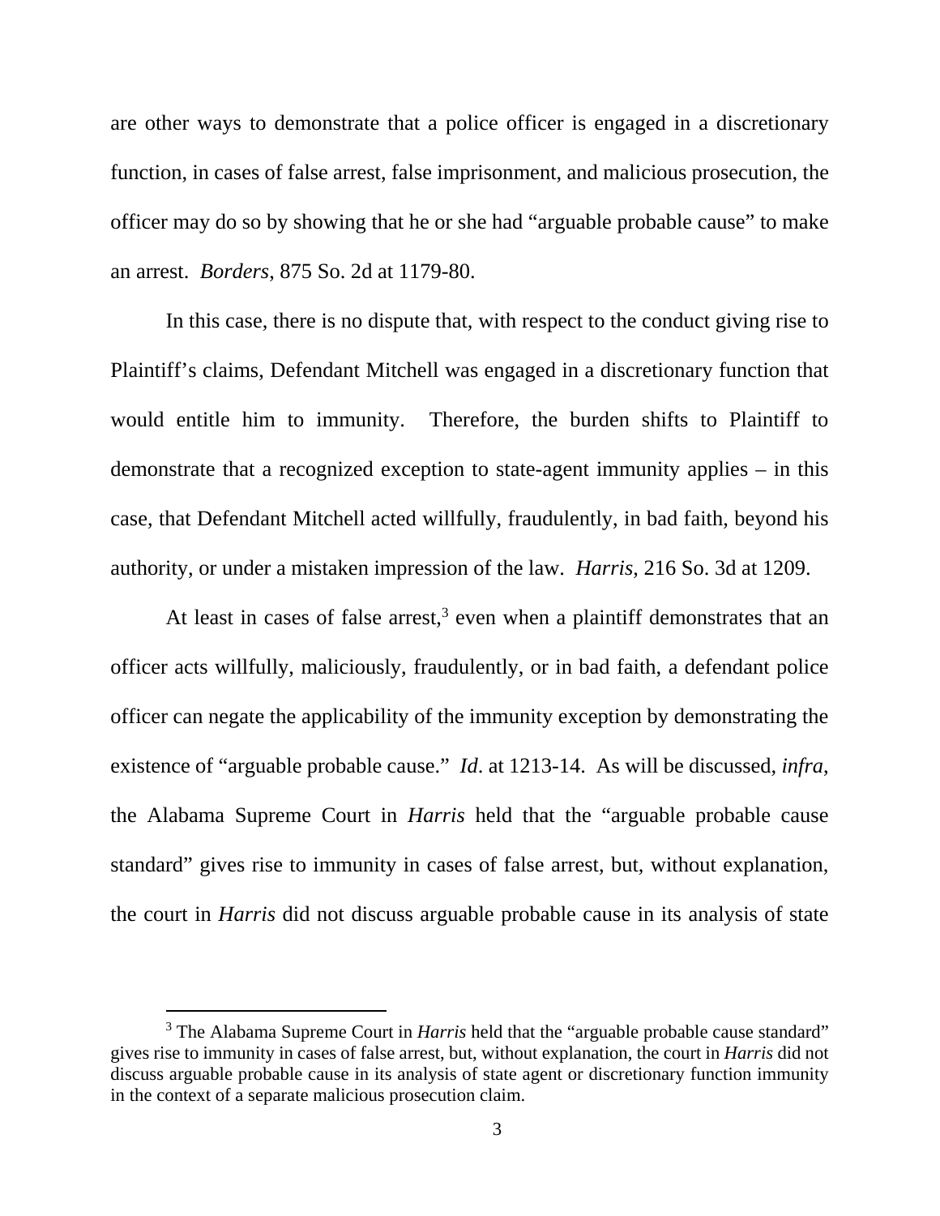are other ways to demonstrate that a police officer is engaged in a discretionary function, in cases of false arrest, false imprisonment, and malicious prosecution, the officer may do so by showing that he or she had "arguable probable cause" to make an arrest. *Borders*, 875 So. 2d at 1179-80.

In this case, there is no dispute that, with respect to the conduct giving rise to Plaintiff's claims, Defendant Mitchell was engaged in a discretionary function that would entitle him to immunity. Therefore, the burden shifts to Plaintiff to demonstrate that a recognized exception to state-agent immunity applies – in this case, that Defendant Mitchell acted willfully, fraudulently, in bad faith, beyond his authority, or under a mistaken impression of the law. *Harris*, 216 So. 3d at 1209.

At least in cases of false arrest,[3] even when a plaintiff demonstrates that an officer acts willfully, maliciously, fraudulently, or in bad faith, a defendant police officer can negate the applicability of the immunity exception by demonstrating the existence of "arguable probable cause." *Id*. at 1213-14. As will be discussed, *infra*, the Alabama Supreme Court in *Harris* held that the "arguable probable cause standard" gives rise to immunity in cases of false arrest, but, without explanation, the court in *Harris* did not discuss arguable probable cause in its analysis of state

[3] The Alabama Supreme Court in *Harris* held that the "arguable probable cause standard" gives rise to immunity in cases of false arrest, but, without explanation, the court in *Harris* did not discuss arguable probable cause in its analysis of state agent or discretionary function immunity in the context of a separate malicious prosecution claim.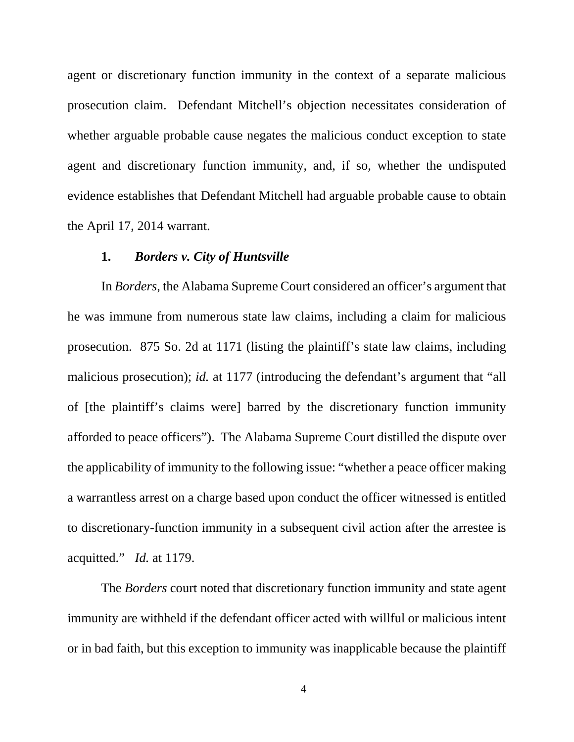agent or discretionary function immunity in the context of a separate malicious prosecution claim. Defendant Mitchell's objection necessitates consideration of whether arguable probable cause negates the malicious conduct exception to state agent and discretionary function immunity, and, if so, whether the undisputed evidence establishes that Defendant Mitchell had arguable probable cause to obtain the April 17, 2014 warrant.

### 1. *Borders v. City of Huntsville*

In *Borders*, the Alabama Supreme Court considered an officer's argument that he was immune from numerous state law claims, including a claim for malicious prosecution. 875 So. 2d at 1171 (listing the plaintiff's state law claims, including malicious prosecution); *id.* at 1177 (introducing the defendant's argument that "all of [the plaintiff's claims were] barred by the discretionary function immunity afforded to peace officers"). The Alabama Supreme Court distilled the dispute over the applicability of immunity to the following issue: "whether a peace officer making a warrantless arrest on a charge based upon conduct the officer witnessed is entitled to discretionary-function immunity in a subsequent civil action after the arrestee is acquitted." *Id.* at 1179.

The *Borders* court noted that discretionary function immunity and state agent immunity are withheld if the defendant officer acted with willful or malicious intent or in bad faith, but this exception to immunity was inapplicable because the plaintiff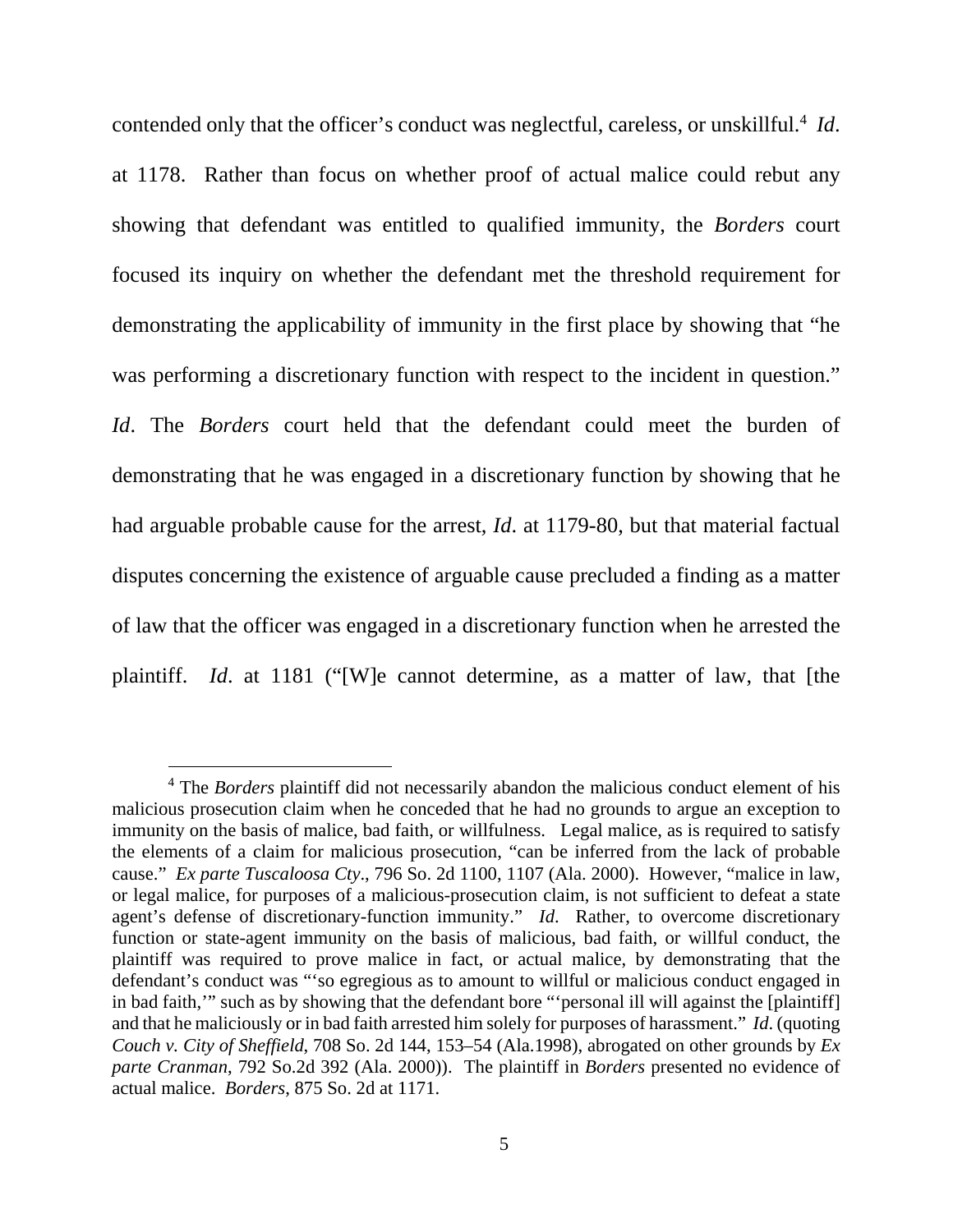contended only that the officer's conduct was neglectful, careless, or unskillful.[4] *Id*. at 1178. Rather than focus on whether proof of actual malice could rebut any showing that defendant was entitled to qualified immunity, the *Borders* court focused its inquiry on whether the defendant met the threshold requirement for demonstrating the applicability of immunity in the first place by showing that "he was performing a discretionary function with respect to the incident in question." *Id*. The *Borders* court held that the defendant could meet the burden of demonstrating that he was engaged in a discretionary function by showing that he had arguable probable cause for the arrest, *Id*. at 1179-80, but that material factual disputes concerning the existence of arguable cause precluded a finding as a matter of law that the officer was engaged in a discretionary function when he arrested the plaintiff. *Id*. at 1181 ("[W]e cannot determine, as a matter of law, that [the

---

[4] The *Borders* plaintiff did not necessarily abandon the malicious conduct element of his malicious prosecution claim when he conceded that he had no grounds to argue an exception to immunity on the basis of malice, bad faith, or willfulness. Legal malice, as is required to satisfy the elements of a claim for malicious prosecution, "can be inferred from the lack of probable cause." *Ex parte Tuscaloosa Cty*., 796 So. 2d 1100, 1107 (Ala. 2000). However, "malice in law, or legal malice, for purposes of a malicious-prosecution claim, is not sufficient to defeat a state agent's defense of discretionary-function immunity." *Id*. Rather, to overcome discretionary function or state-agent immunity on the basis of malicious, bad faith, or willful conduct, the plaintiff was required to prove malice in fact, or actual malice, by demonstrating that the defendant's conduct was "'so egregious as to amount to willful or malicious conduct engaged in in bad faith,'" such as by showing that the defendant bore "'personal ill will against the [plaintiff] and that he maliciously or in bad faith arrested him solely for purposes of harassment." *Id*. (quoting *Couch v. City of Sheffield*, 708 So. 2d 144, 153–54 (Ala.1998), abrogated on other grounds by *Ex parte Cranman*, 792 So.2d 392 (Ala. 2000)). The plaintiff in *Borders* presented no evidence of actual malice. *Borders*, 875 So. 2d at 1171.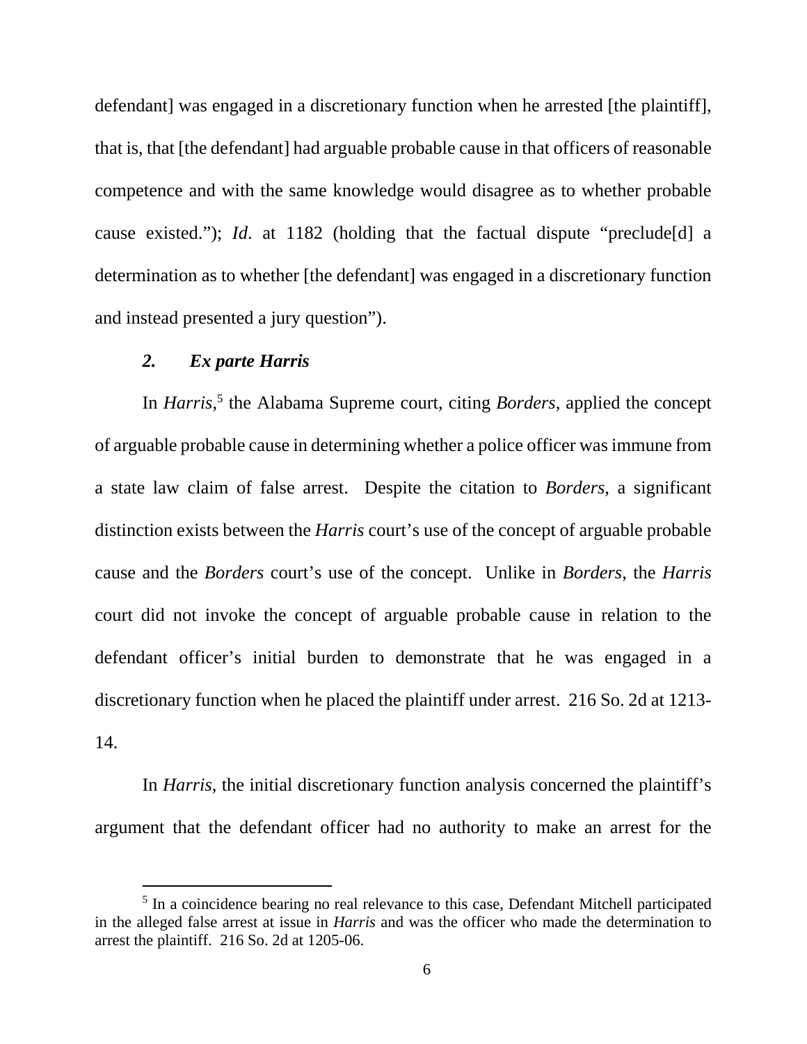defendant] was engaged in a discretionary function when he arrested [the plaintiff], that is, that [the defendant] had arguable probable cause in that officers of reasonable competence and with the same knowledge would disagree as to whether probable cause existed."); *Id*. at 1182 (holding that the factual dispute "preclude[d] a determination as to whether [the defendant] was engaged in a discretionary function and instead presented a jury question").

### *2. Ex parte Harris*

In *Harris*,[5] the Alabama Supreme court, citing *Borders*, applied the concept of arguable probable cause in determining whether a police officer was immune from a state law claim of false arrest. Despite the citation to *Borders*, a significant distinction exists between the *Harris* court's use of the concept of arguable probable cause and the *Borders* court's use of the concept. Unlike in *Borders*, the *Harris* court did not invoke the concept of arguable probable cause in relation to the defendant officer's initial burden to demonstrate that he was engaged in a discretionary function when he placed the plaintiff under arrest. 216 So. 2d at 1213-14.

In *Harris*, the initial discretionary function analysis concerned the plaintiff's argument that the defendant officer had no authority to make an arrest for the

[5] In a coincidence bearing no real relevance to this case, Defendant Mitchell participated in the alleged false arrest at issue in *Harris* and was the officer who made the determination to arrest the plaintiff. 216 So. 2d at 1205-06.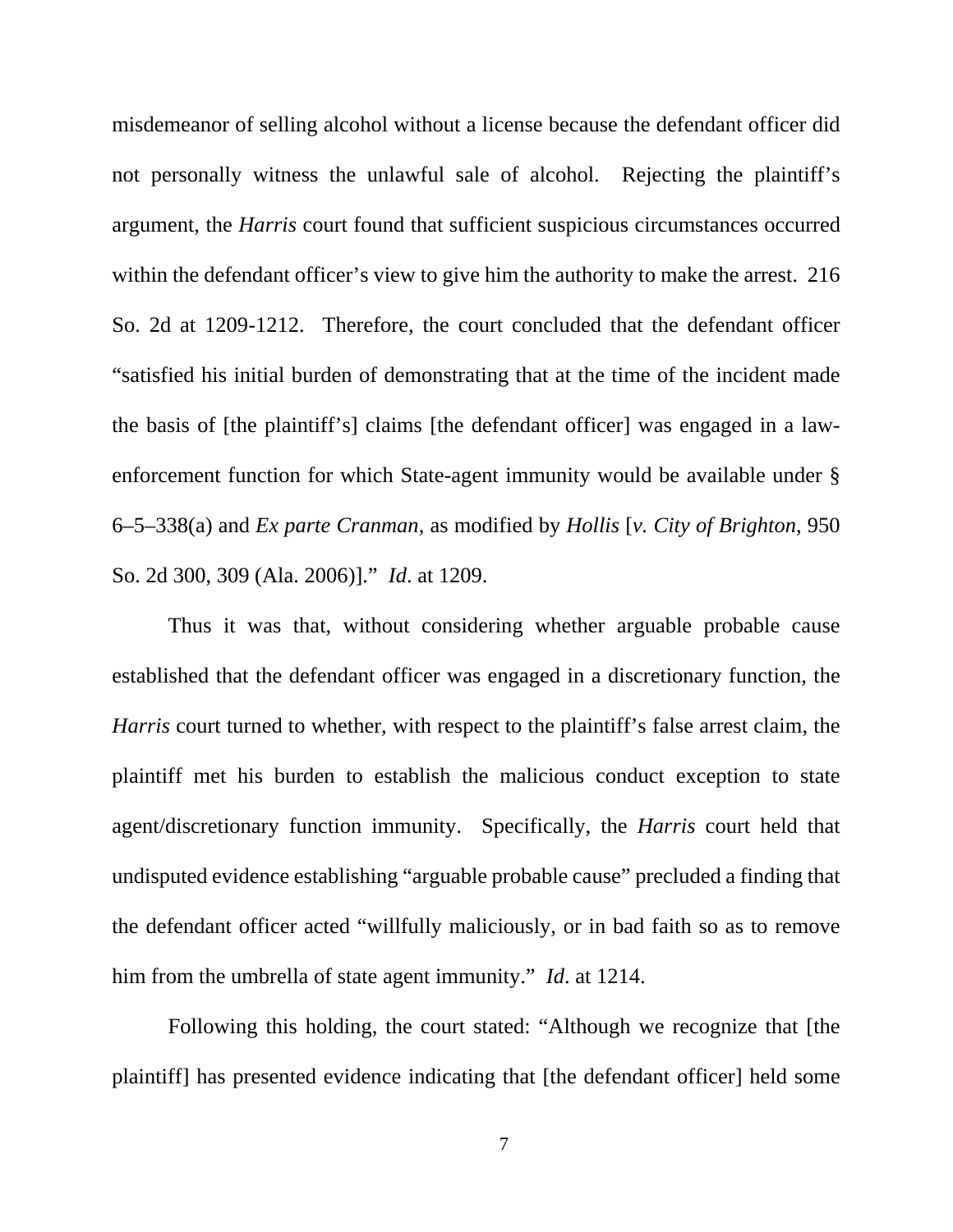misdemeanor of selling alcohol without a license because the defendant officer did not personally witness the unlawful sale of alcohol. Rejecting the plaintiff's argument, the *Harris* court found that sufficient suspicious circumstances occurred within the defendant officer's view to give him the authority to make the arrest. 216 So. 2d at 1209-1212. Therefore, the court concluded that the defendant officer "satisfied his initial burden of demonstrating that at the time of the incident made the basis of [the plaintiff's] claims [the defendant officer] was engaged in a law-enforcement function for which State-agent immunity would be available under § 6–5–338(a) and *Ex parte Cranman*, as modified by *Hollis* [*v. City of Brighton*, 950 So. 2d 300, 309 (Ala. 2006)]." *Id*. at 1209.

Thus it was that, without considering whether arguable probable cause established that the defendant officer was engaged in a discretionary function, the *Harris* court turned to whether, with respect to the plaintiff's false arrest claim, the plaintiff met his burden to establish the malicious conduct exception to state agent/discretionary function immunity. Specifically, the *Harris* court held that undisputed evidence establishing "arguable probable cause" precluded a finding that the defendant officer acted "willfully maliciously, or in bad faith so as to remove him from the umbrella of state agent immunity." *Id*. at 1214.

Following this holding, the court stated: "Although we recognize that [the plaintiff] has presented evidence indicating that [the defendant officer] held some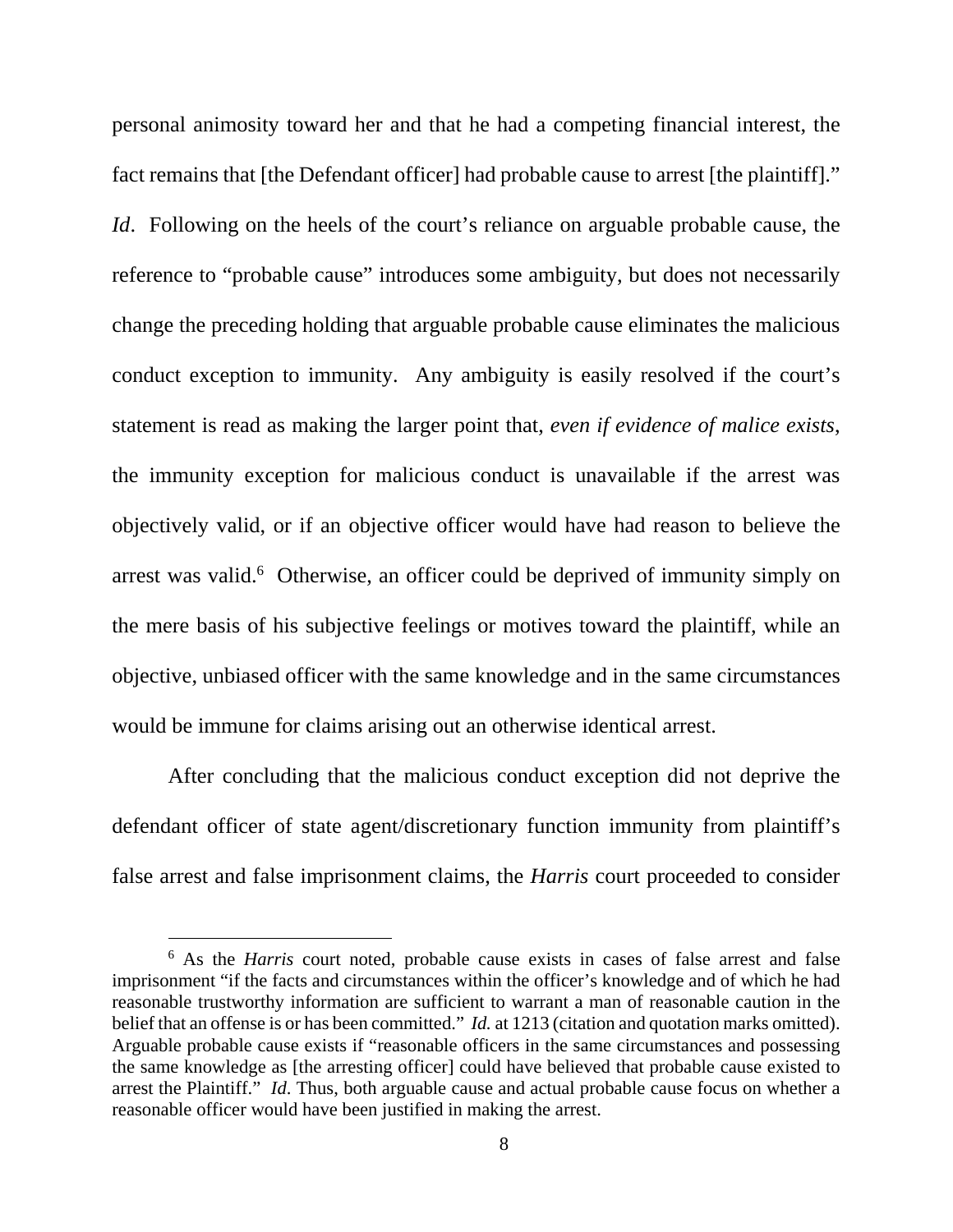personal animosity toward her and that he had a competing financial interest, the fact remains that [the Defendant officer] had probable cause to arrest [the plaintiff]." *Id*. Following on the heels of the court's reliance on arguable probable cause, the reference to "probable cause" introduces some ambiguity, but does not necessarily change the preceding holding that arguable probable cause eliminates the malicious conduct exception to immunity. Any ambiguity is easily resolved if the court's statement is read as making the larger point that, *even if evidence of malice exists*, the immunity exception for malicious conduct is unavailable if the arrest was objectively valid, or if an objective officer would have had reason to believe the arrest was valid.[6] Otherwise, an officer could be deprived of immunity simply on the mere basis of his subjective feelings or motives toward the plaintiff, while an objective, unbiased officer with the same knowledge and in the same circumstances would be immune for claims arising out an otherwise identical arrest.

After concluding that the malicious conduct exception did not deprive the defendant officer of state agent/discretionary function immunity from plaintiff's false arrest and false imprisonment claims, the *Harris* court proceeded to consider

---

[6] As the *Harris* court noted, probable cause exists in cases of false arrest and false imprisonment "if the facts and circumstances within the officer's knowledge and of which he had reasonable trustworthy information are sufficient to warrant a man of reasonable caution in the belief that an offense is or has been committed." *Id.* at 1213 (citation and quotation marks omitted). Arguable probable cause exists if "reasonable officers in the same circumstances and possessing the same knowledge as [the arresting officer] could have believed that probable cause existed to arrest the Plaintiff." *Id*. Thus, both arguable cause and actual probable cause focus on whether a reasonable officer would have been justified in making the arrest.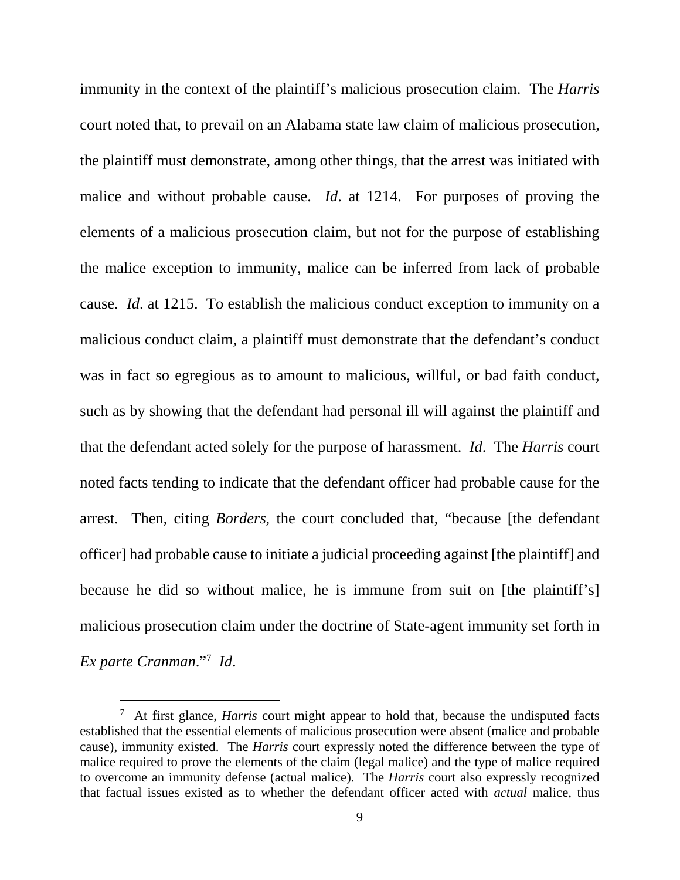immunity in the context of the plaintiff's malicious prosecution claim. The *Harris* court noted that, to prevail on an Alabama state law claim of malicious prosecution, the plaintiff must demonstrate, among other things, that the arrest was initiated with malice and without probable cause. *Id*. at 1214. For purposes of proving the elements of a malicious prosecution claim, but not for the purpose of establishing the malice exception to immunity, malice can be inferred from lack of probable cause. *Id*. at 1215. To establish the malicious conduct exception to immunity on a malicious conduct claim, a plaintiff must demonstrate that the defendant's conduct was in fact so egregious as to amount to malicious, willful, or bad faith conduct, such as by showing that the defendant had personal ill will against the plaintiff and that the defendant acted solely for the purpose of harassment. *Id*. The *Harris* court noted facts tending to indicate that the defendant officer had probable cause for the arrest. Then, citing *Borders*, the court concluded that, "because [the defendant officer] had probable cause to initiate a judicial proceeding against [the plaintiff] and because he did so without malice, he is immune from suit on [the plaintiff's] malicious prosecution claim under the doctrine of State-agent immunity set forth in *Ex parte Cranman*."[7] *Id*.

[7] At first glance, *Harris* court might appear to hold that, because the undisputed facts established that the essential elements of malicious prosecution were absent (malice and probable cause), immunity existed. The *Harris* court expressly noted the difference between the type of malice required to prove the elements of the claim (legal malice) and the type of malice required to overcome an immunity defense (actual malice). The *Harris* court also expressly recognized that factual issues existed as to whether the defendant officer acted with *actual* malice, thus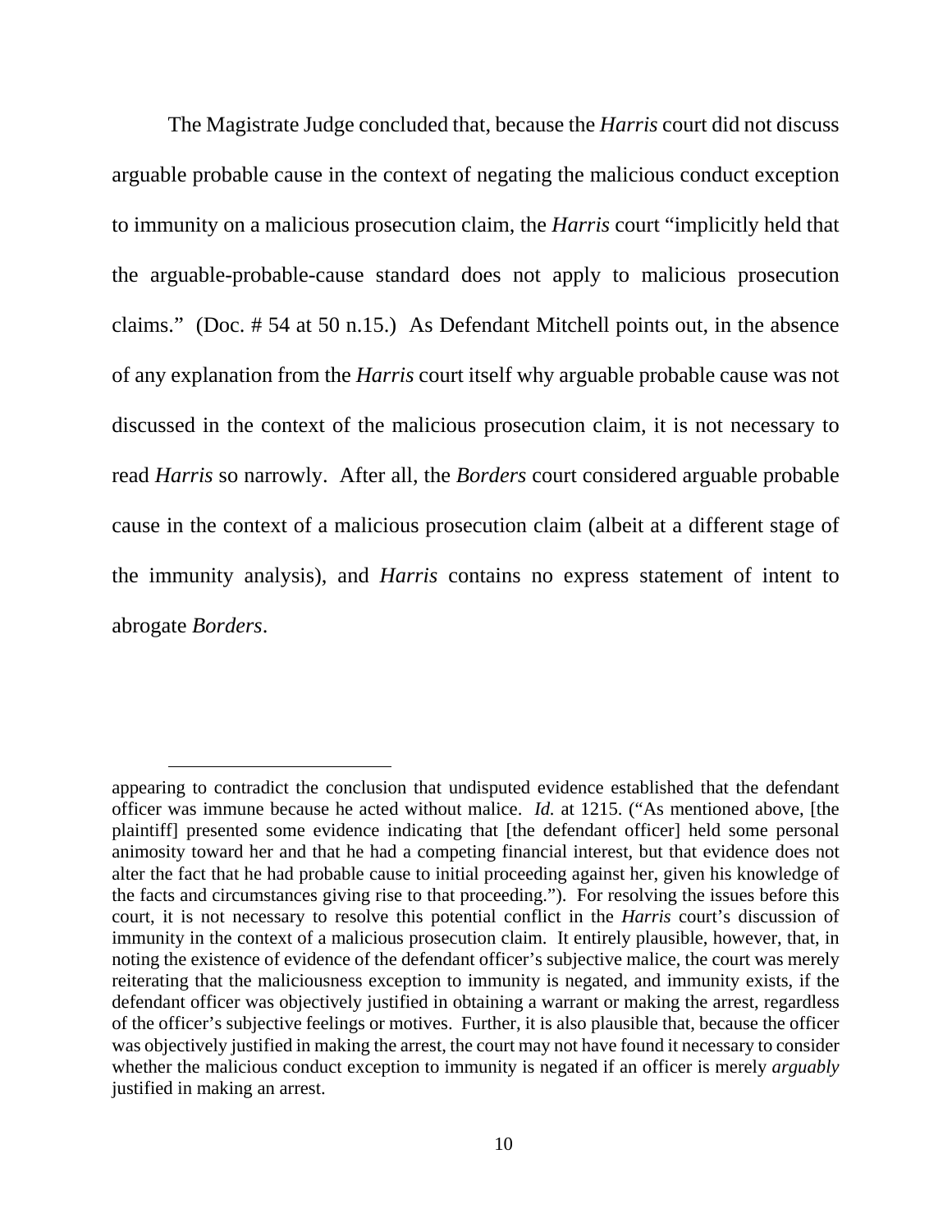The Magistrate Judge concluded that, because the *Harris* court did not discuss arguable probable cause in the context of negating the malicious conduct exception to immunity on a malicious prosecution claim, the *Harris* court "implicitly held that the arguable-probable-cause standard does not apply to malicious prosecution claims." (Doc. # 54 at 50 n.15.) As Defendant Mitchell points out, in the absence of any explanation from the *Harris* court itself why arguable probable cause was not discussed in the context of the malicious prosecution claim, it is not necessary to read *Harris* so narrowly. After all, the *Borders* court considered arguable probable cause in the context of a malicious prosecution claim (albeit at a different stage of the immunity analysis), and *Harris* contains no express statement of intent to abrogate *Borders*.

---

appearing to contradict the conclusion that undisputed evidence established that the defendant officer was immune because he acted without malice. *Id.* at 1215. ("As mentioned above, [the plaintiff] presented some evidence indicating that [the defendant officer] held some personal animosity toward her and that he had a competing financial interest, but that evidence does not alter the fact that he had probable cause to initial proceeding against her, given his knowledge of the facts and circumstances giving rise to that proceeding."). For resolving the issues before this court, it is not necessary to resolve this potential conflict in the *Harris* court's discussion of immunity in the context of a malicious prosecution claim. It entirely plausible, however, that, in noting the existence of evidence of the defendant officer's subjective malice, the court was merely reiterating that the maliciousness exception to immunity is negated, and immunity exists, if the defendant officer was objectively justified in obtaining a warrant or making the arrest, regardless of the officer's subjective feelings or motives. Further, it is also plausible that, because the officer was objectively justified in making the arrest, the court may not have found it necessary to consider whether the malicious conduct exception to immunity is negated if an officer is merely *arguably* justified in making an arrest.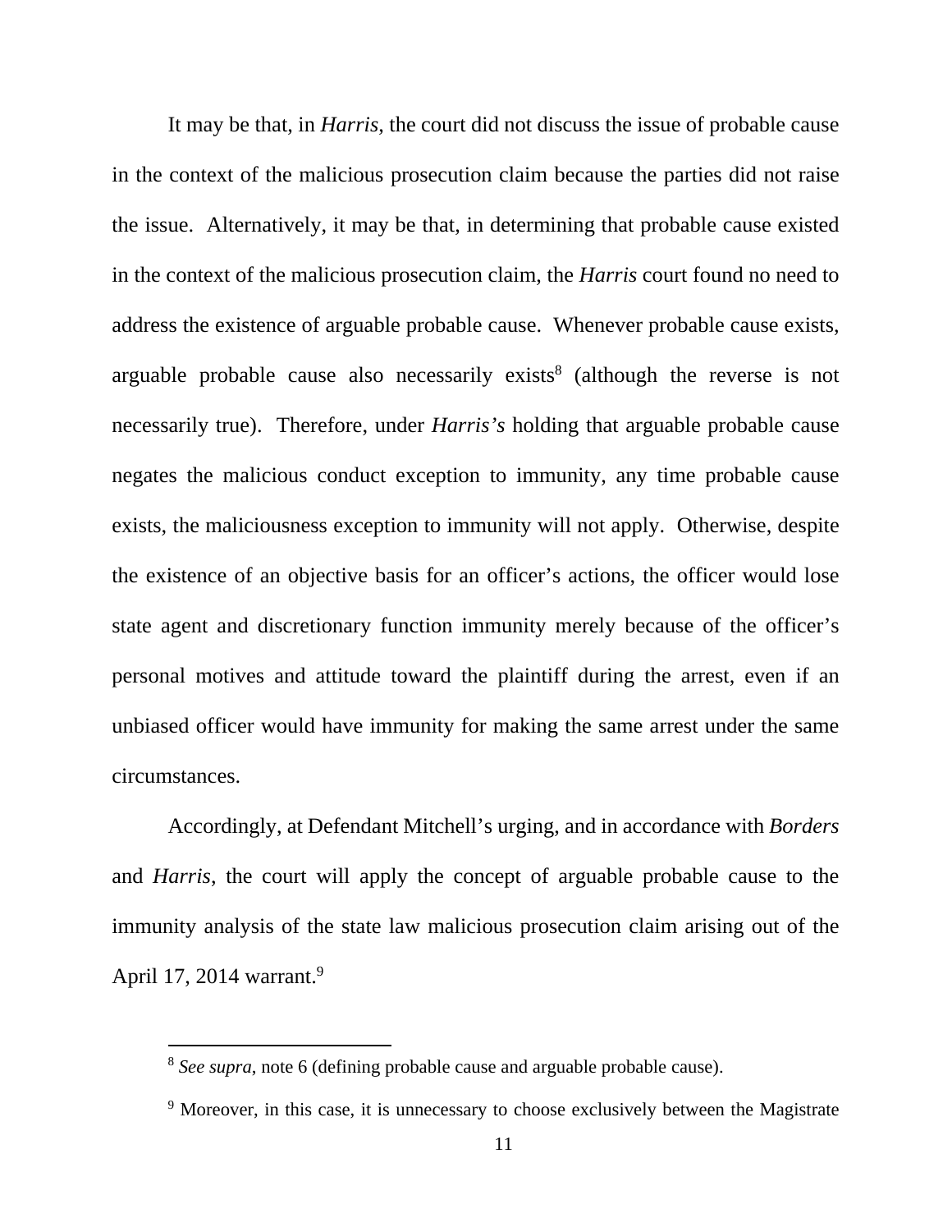It may be that, in *Harris*, the court did not discuss the issue of probable cause in the context of the malicious prosecution claim because the parties did not raise the issue. Alternatively, it may be that, in determining that probable cause existed in the context of the malicious prosecution claim, the *Harris* court found no need to address the existence of arguable probable cause. Whenever probable cause exists, arguable probable cause also necessarily exists[8] (although the reverse is not necessarily true). Therefore, under *Harris's* holding that arguable probable cause negates the malicious conduct exception to immunity, any time probable cause exists, the maliciousness exception to immunity will not apply. Otherwise, despite the existence of an objective basis for an officer's actions, the officer would lose state agent and discretionary function immunity merely because of the officer's personal motives and attitude toward the plaintiff during the arrest, even if an unbiased officer would have immunity for making the same arrest under the same circumstances.

Accordingly, at Defendant Mitchell's urging, and in accordance with *Borders* and *Harris*, the court will apply the concept of arguable probable cause to the immunity analysis of the state law malicious prosecution claim arising out of the April 17, 2014 warrant.[9]

---

[8] *See supra*, note 6 (defining probable cause and arguable probable cause).

[9] Moreover, in this case, it is unnecessary to choose exclusively between the Magistrate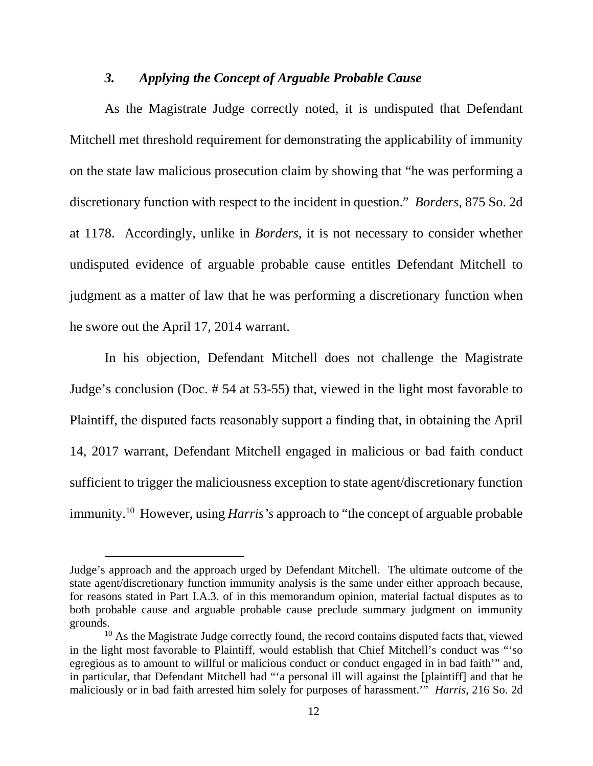### *3. Applying the Concept of Arguable Probable Cause*

As the Magistrate Judge correctly noted, it is undisputed that Defendant Mitchell met threshold requirement for demonstrating the applicability of immunity on the state law malicious prosecution claim by showing that "he was performing a discretionary function with respect to the incident in question." *Borders*, 875 So. 2d at 1178. Accordingly, unlike in *Borders*, it is not necessary to consider whether undisputed evidence of arguable probable cause entitles Defendant Mitchell to judgment as a matter of law that he was performing a discretionary function when he swore out the April 17, 2014 warrant.

In his objection, Defendant Mitchell does not challenge the Magistrate Judge's conclusion (Doc. # 54 at 53-55) that, viewed in the light most favorable to Plaintiff, the disputed facts reasonably support a finding that, in obtaining the April 14, 2017 warrant, Defendant Mitchell engaged in malicious or bad faith conduct sufficient to trigger the maliciousness exception to state agent/discretionary function immunity.[10] However, using *Harris's* approach to "the concept of arguable probable

---

Judge's approach and the approach urged by Defendant Mitchell. The ultimate outcome of the state agent/discretionary function immunity analysis is the same under either approach because, for reasons stated in Part I.A.3. of in this memorandum opinion, material factual disputes as to both probable cause and arguable probable cause preclude summary judgment on immunity grounds.

[10] As the Magistrate Judge correctly found, the record contains disputed facts that, viewed in the light most favorable to Plaintiff, would establish that Chief Mitchell's conduct was "'so egregious as to amount to willful or malicious conduct or conduct engaged in in bad faith'" and, in particular, that Defendant Mitchell had "'a personal ill will against the [plaintiff] and that he maliciously or in bad faith arrested him solely for purposes of harassment.'" *Harris*, 216 So. 2d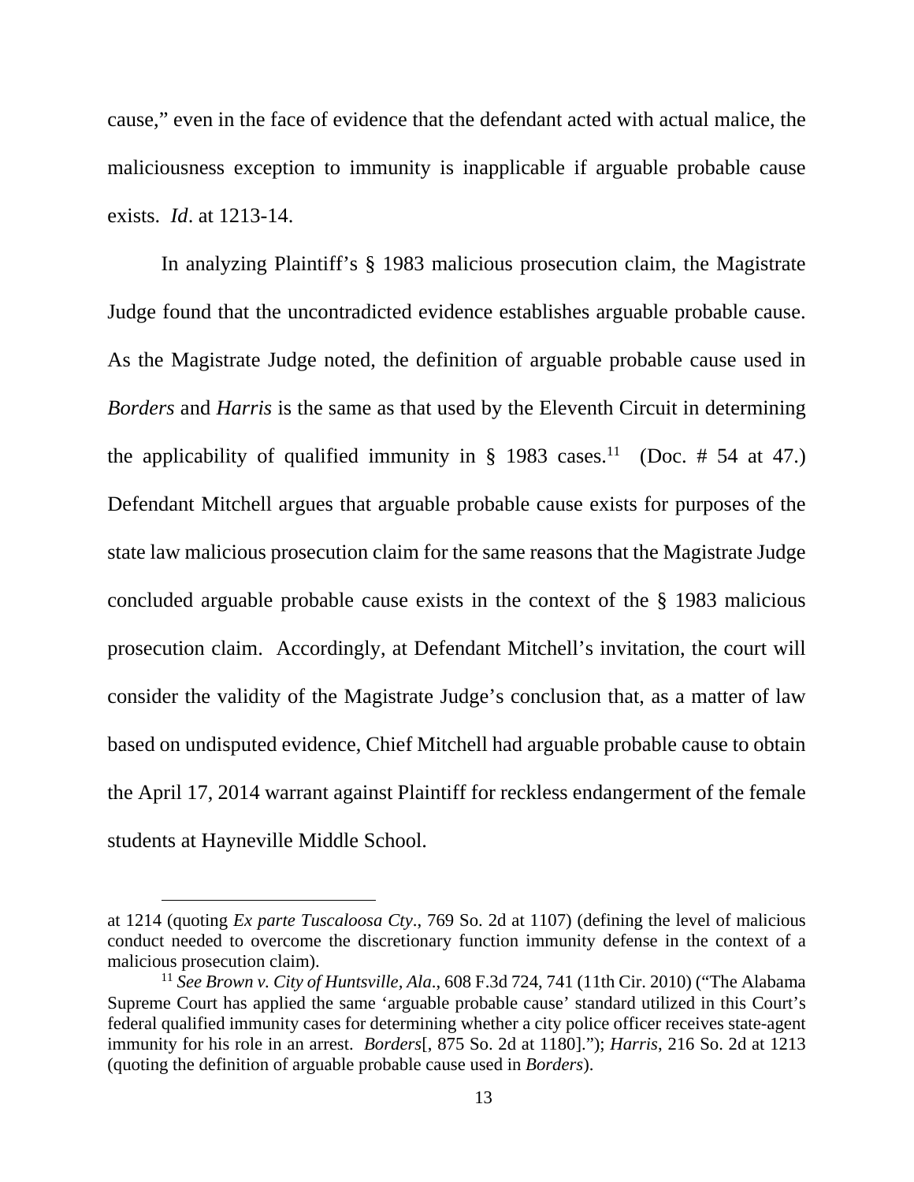cause," even in the face of evidence that the defendant acted with actual malice, the maliciousness exception to immunity is inapplicable if arguable probable cause exists. *Id*. at 1213-14.

In analyzing Plaintiff's § 1983 malicious prosecution claim, the Magistrate Judge found that the uncontradicted evidence establishes arguable probable cause. As the Magistrate Judge noted, the definition of arguable probable cause used in *Borders* and *Harris* is the same as that used by the Eleventh Circuit in determining the applicability of qualified immunity in § 1983 cases.[11] (Doc. # 54 at 47.) Defendant Mitchell argues that arguable probable cause exists for purposes of the state law malicious prosecution claim for the same reasons that the Magistrate Judge concluded arguable probable cause exists in the context of the § 1983 malicious prosecution claim. Accordingly, at Defendant Mitchell's invitation, the court will consider the validity of the Magistrate Judge's conclusion that, as a matter of law based on undisputed evidence, Chief Mitchell had arguable probable cause to obtain the April 17, 2014 warrant against Plaintiff for reckless endangerment of the female students at Hayneville Middle School.

---

at 1214 (quoting *Ex parte Tuscaloosa Cty*., 769 So. 2d at 1107) (defining the level of malicious conduct needed to overcome the discretionary function immunity defense in the context of a malicious prosecution claim).

[11] *See Brown v. City of Huntsville, Ala*., 608 F.3d 724, 741 (11th Cir. 2010) ("The Alabama Supreme Court has applied the same 'arguable probable cause' standard utilized in this Court's federal qualified immunity cases for determining whether a city police officer receives state-agent immunity for his role in an arrest. *Borders*[, 875 So. 2d at 1180]."); *Harris*, 216 So. 2d at 1213 (quoting the definition of arguable probable cause used in *Borders*).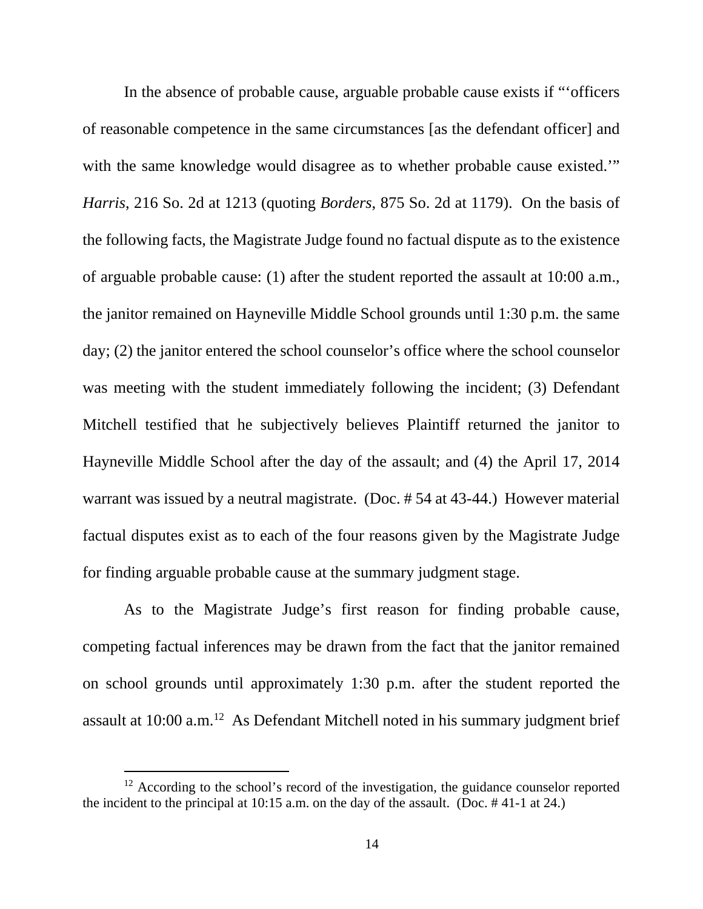In the absence of probable cause, arguable probable cause exists if "'officers of reasonable competence in the same circumstances [as the defendant officer] and with the same knowledge would disagree as to whether probable cause existed.'" *Harris*, 216 So. 2d at 1213 (quoting *Borders*, 875 So. 2d at 1179). On the basis of the following facts, the Magistrate Judge found no factual dispute as to the existence of arguable probable cause: (1) after the student reported the assault at 10:00 a.m., the janitor remained on Hayneville Middle School grounds until 1:30 p.m. the same day; (2) the janitor entered the school counselor's office where the school counselor was meeting with the student immediately following the incident; (3) Defendant Mitchell testified that he subjectively believes Plaintiff returned the janitor to Hayneville Middle School after the day of the assault; and (4) the April 17, 2014 warrant was issued by a neutral magistrate. (Doc. # 54 at 43-44.) However material factual disputes exist as to each of the four reasons given by the Magistrate Judge for finding arguable probable cause at the summary judgment stage.

As to the Magistrate Judge's first reason for finding probable cause, competing factual inferences may be drawn from the fact that the janitor remained on school grounds until approximately 1:30 p.m. after the student reported the assault at 10:00 a.m.[12] As Defendant Mitchell noted in his summary judgment brief

[12] According to the school's record of the investigation, the guidance counselor reported the incident to the principal at 10:15 a.m. on the day of the assault. (Doc. # 41-1 at 24.)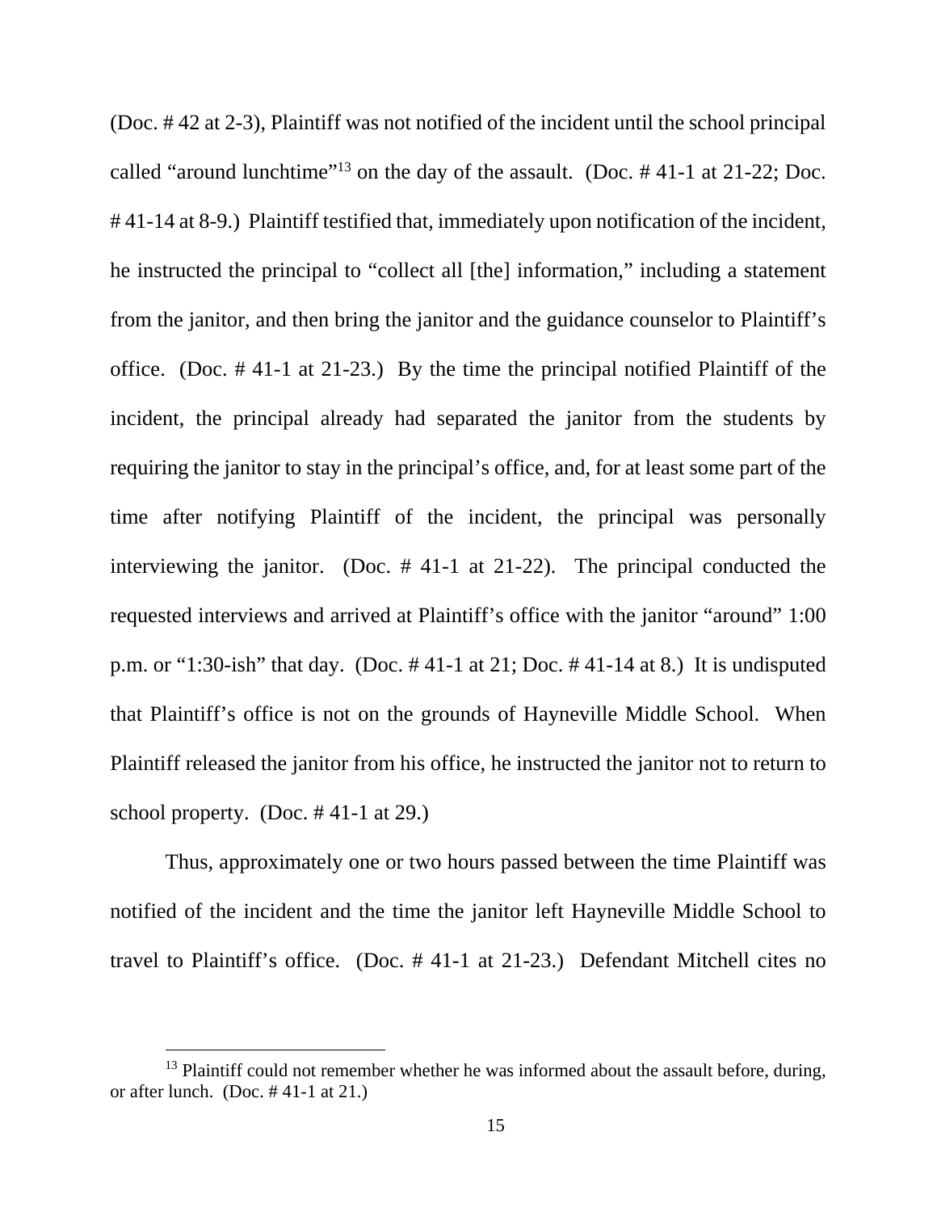(Doc. # 42 at 2-3), Plaintiff was not notified of the incident until the school principal called "around lunchtime"[13] on the day of the assault. (Doc. # 41-1 at 21-22; Doc. # 41-14 at 8-9.) Plaintiff testified that, immediately upon notification of the incident, he instructed the principal to "collect all [the] information," including a statement from the janitor, and then bring the janitor and the guidance counselor to Plaintiff's office. (Doc. # 41-1 at 21-23.) By the time the principal notified Plaintiff of the incident, the principal already had separated the janitor from the students by requiring the janitor to stay in the principal's office, and, for at least some part of the time after notifying Plaintiff of the incident, the principal was personally interviewing the janitor. (Doc. # 41-1 at 21-22). The principal conducted the requested interviews and arrived at Plaintiff's office with the janitor "around" 1:00 p.m. or "1:30-ish" that day. (Doc. # 41-1 at 21; Doc. # 41-14 at 8.) It is undisputed that Plaintiff's office is not on the grounds of Hayneville Middle School. When Plaintiff released the janitor from his office, he instructed the janitor not to return to school property. (Doc. # 41-1 at 29.)

Thus, approximately one or two hours passed between the time Plaintiff was notified of the incident and the time the janitor left Hayneville Middle School to travel to Plaintiff's office. (Doc. # 41-1 at 21-23.) Defendant Mitchell cites no

[13] Plaintiff could not remember whether he was informed about the assault before, during, or after lunch. (Doc. # 41-1 at 21.)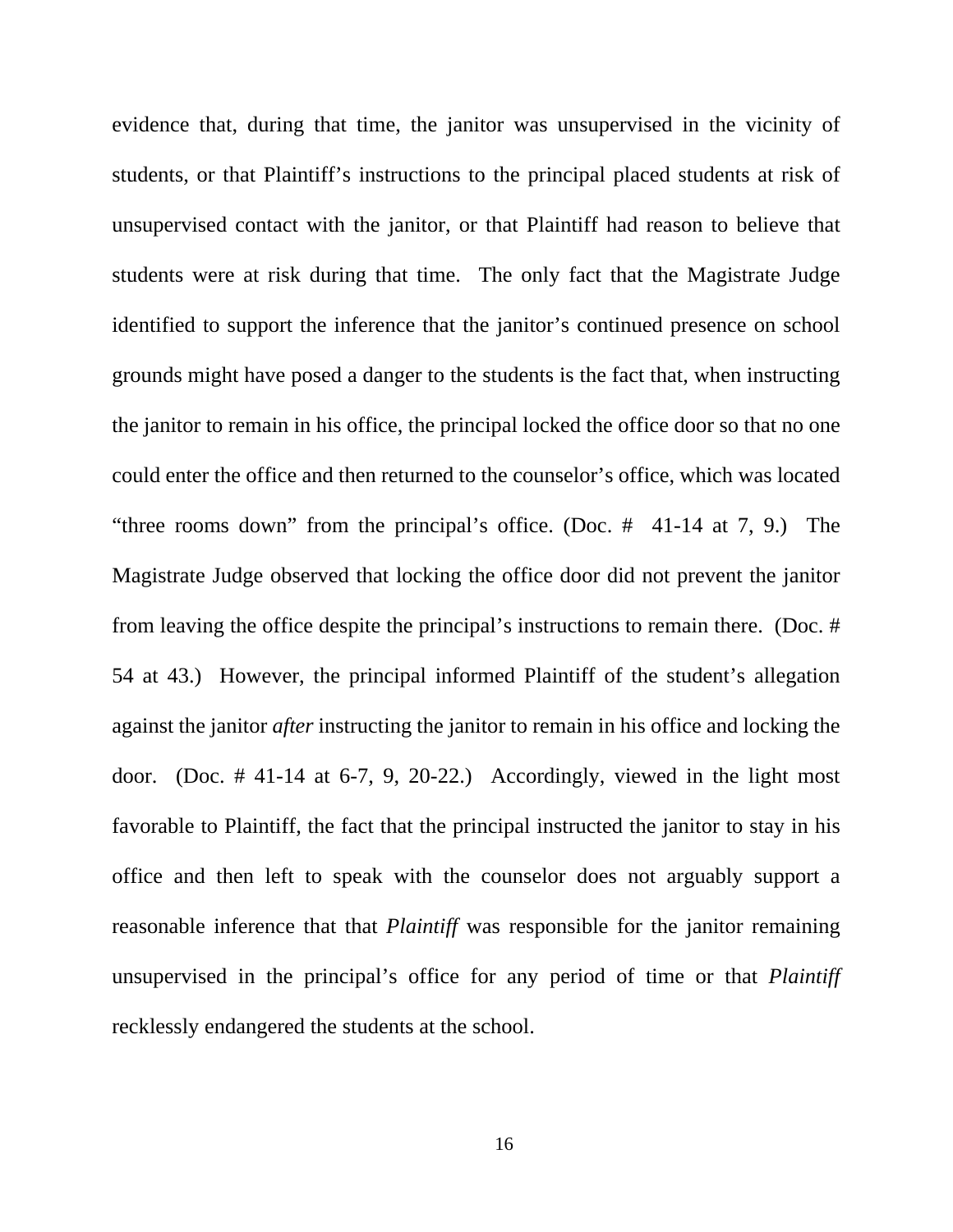evidence that, during that time, the janitor was unsupervised in the vicinity of students, or that Plaintiff's instructions to the principal placed students at risk of unsupervised contact with the janitor, or that Plaintiff had reason to believe that students were at risk during that time. The only fact that the Magistrate Judge identified to support the inference that the janitor's continued presence on school grounds might have posed a danger to the students is the fact that, when instructing the janitor to remain in his office, the principal locked the office door so that no one could enter the office and then returned to the counselor's office, which was located "three rooms down" from the principal's office. (Doc. # 41-14 at 7, 9.) The Magistrate Judge observed that locking the office door did not prevent the janitor from leaving the office despite the principal's instructions to remain there. (Doc. # 54 at 43.) However, the principal informed Plaintiff of the student's allegation against the janitor *after* instructing the janitor to remain in his office and locking the door. (Doc. # 41-14 at 6-7, 9, 20-22.) Accordingly, viewed in the light most favorable to Plaintiff, the fact that the principal instructed the janitor to stay in his office and then left to speak with the counselor does not arguably support a reasonable inference that that *Plaintiff* was responsible for the janitor remaining unsupervised in the principal's office for any period of time or that *Plaintiff* recklessly endangered the students at the school.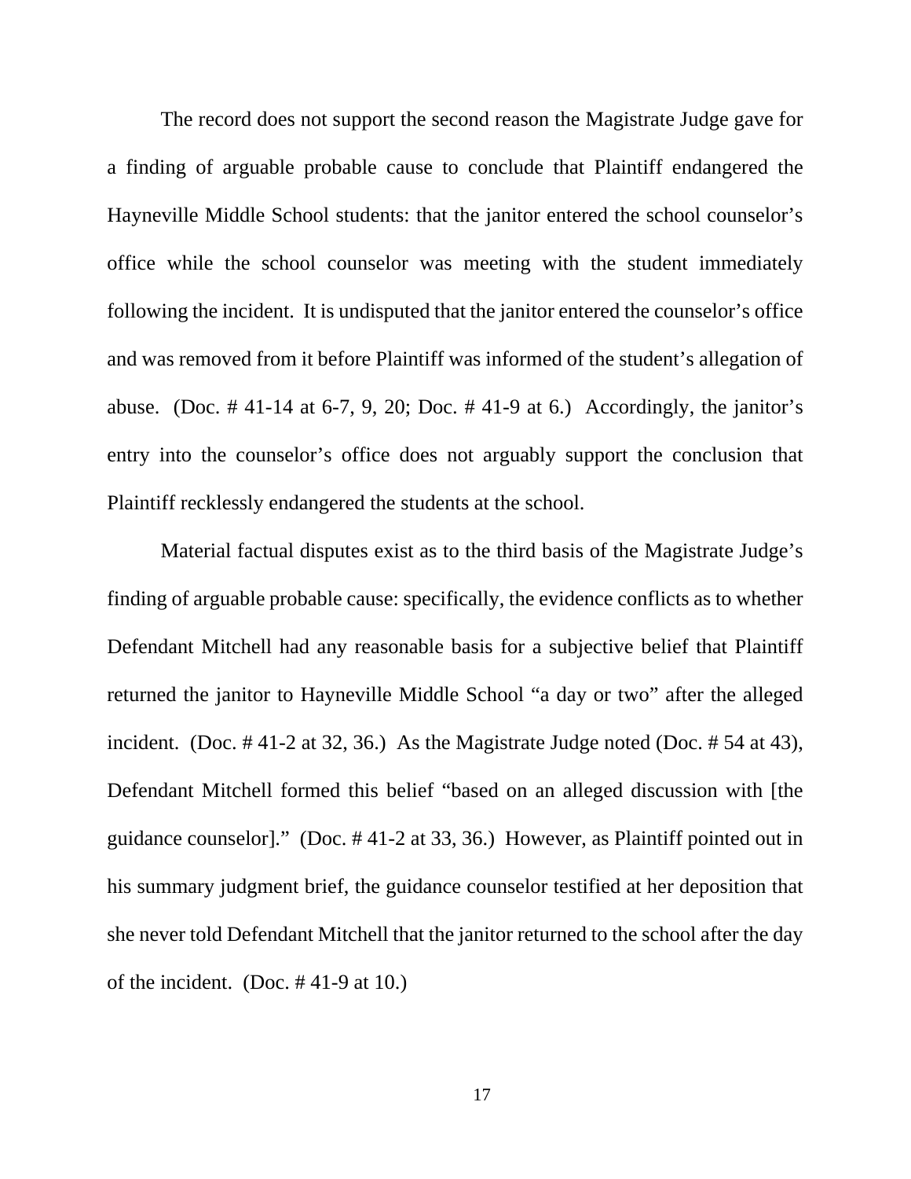The record does not support the second reason the Magistrate Judge gave for a finding of arguable probable cause to conclude that Plaintiff endangered the Hayneville Middle School students: that the janitor entered the school counselor's office while the school counselor was meeting with the student immediately following the incident. It is undisputed that the janitor entered the counselor's office and was removed from it before Plaintiff was informed of the student's allegation of abuse. (Doc. # 41-14 at 6-7, 9, 20; Doc. # 41-9 at 6.) Accordingly, the janitor's entry into the counselor's office does not arguably support the conclusion that Plaintiff recklessly endangered the students at the school.

Material factual disputes exist as to the third basis of the Magistrate Judge's finding of arguable probable cause: specifically, the evidence conflicts as to whether Defendant Mitchell had any reasonable basis for a subjective belief that Plaintiff returned the janitor to Hayneville Middle School "a day or two" after the alleged incident. (Doc. # 41-2 at 32, 36.) As the Magistrate Judge noted (Doc. # 54 at 43), Defendant Mitchell formed this belief "based on an alleged discussion with [the guidance counselor]." (Doc. # 41-2 at 33, 36.) However, as Plaintiff pointed out in his summary judgment brief, the guidance counselor testified at her deposition that she never told Defendant Mitchell that the janitor returned to the school after the day of the incident. (Doc. # 41-9 at 10.)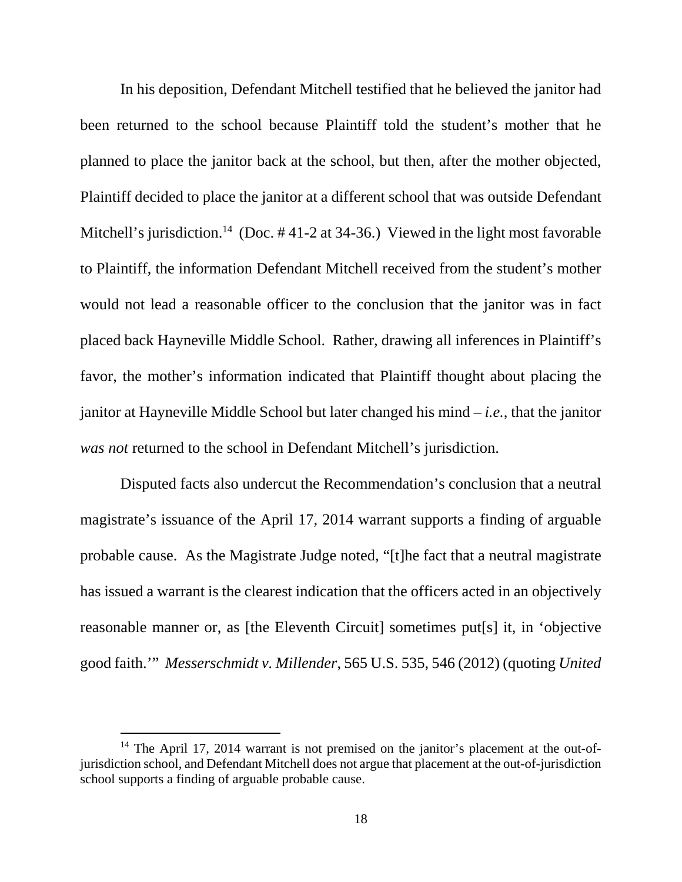In his deposition, Defendant Mitchell testified that he believed the janitor had been returned to the school because Plaintiff told the student's mother that he planned to place the janitor back at the school, but then, after the mother objected, Plaintiff decided to place the janitor at a different school that was outside Defendant Mitchell's jurisdiction.[14] (Doc. # 41-2 at 34-36.) Viewed in the light most favorable to Plaintiff, the information Defendant Mitchell received from the student's mother would not lead a reasonable officer to the conclusion that the janitor was in fact placed back Hayneville Middle School. Rather, drawing all inferences in Plaintiff's favor, the mother's information indicated that Plaintiff thought about placing the janitor at Hayneville Middle School but later changed his mind – *i.e.*, that the janitor *was not* returned to the school in Defendant Mitchell's jurisdiction.

Disputed facts also undercut the Recommendation's conclusion that a neutral magistrate's issuance of the April 17, 2014 warrant supports a finding of arguable probable cause. As the Magistrate Judge noted, "[t]he fact that a neutral magistrate has issued a warrant is the clearest indication that the officers acted in an objectively reasonable manner or, as [the Eleventh Circuit] sometimes put[s] it, in 'objective good faith.'" *Messerschmidt v. Millender*, 565 U.S. 535, 546 (2012) (quoting *United*

---

[14] The April 17, 2014 warrant is not premised on the janitor's placement at the out-of-jurisdiction school, and Defendant Mitchell does not argue that placement at the out-of-jurisdiction school supports a finding of arguable probable cause.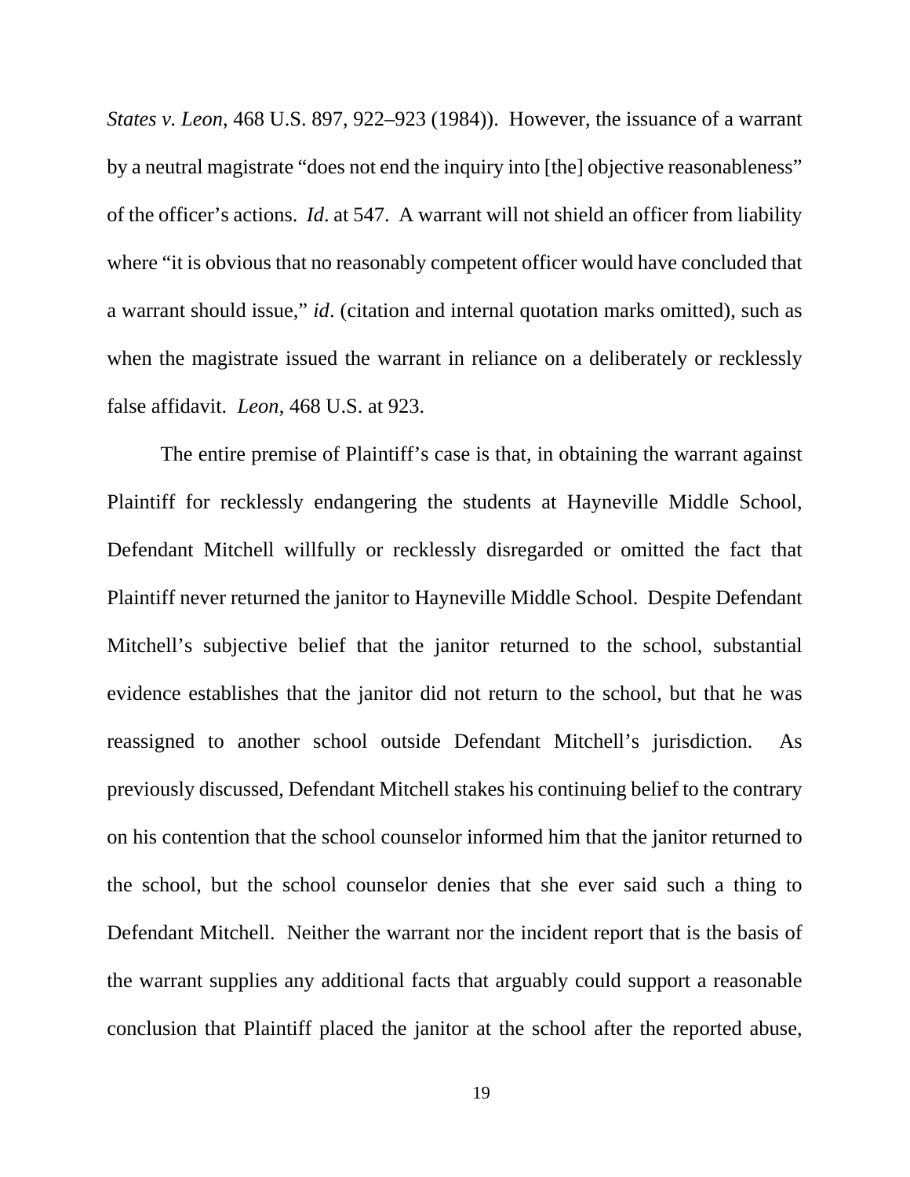*States v. Leon*, 468 U.S. 897, 922–923 (1984)). However, the issuance of a warrant by a neutral magistrate "does not end the inquiry into [the] objective reasonableness" of the officer's actions. *Id*. at 547. A warrant will not shield an officer from liability where "it is obvious that no reasonably competent officer would have concluded that a warrant should issue," *id*. (citation and internal quotation marks omitted), such as when the magistrate issued the warrant in reliance on a deliberately or recklessly false affidavit. *Leon*, 468 U.S. at 923.

The entire premise of Plaintiff's case is that, in obtaining the warrant against Plaintiff for recklessly endangering the students at Hayneville Middle School, Defendant Mitchell willfully or recklessly disregarded or omitted the fact that Plaintiff never returned the janitor to Hayneville Middle School. Despite Defendant Mitchell's subjective belief that the janitor returned to the school, substantial evidence establishes that the janitor did not return to the school, but that he was reassigned to another school outside Defendant Mitchell's jurisdiction. As previously discussed, Defendant Mitchell stakes his continuing belief to the contrary on his contention that the school counselor informed him that the janitor returned to the school, but the school counselor denies that she ever said such a thing to Defendant Mitchell. Neither the warrant nor the incident report that is the basis of the warrant supplies any additional facts that arguably could support a reasonable conclusion that Plaintiff placed the janitor at the school after the reported abuse,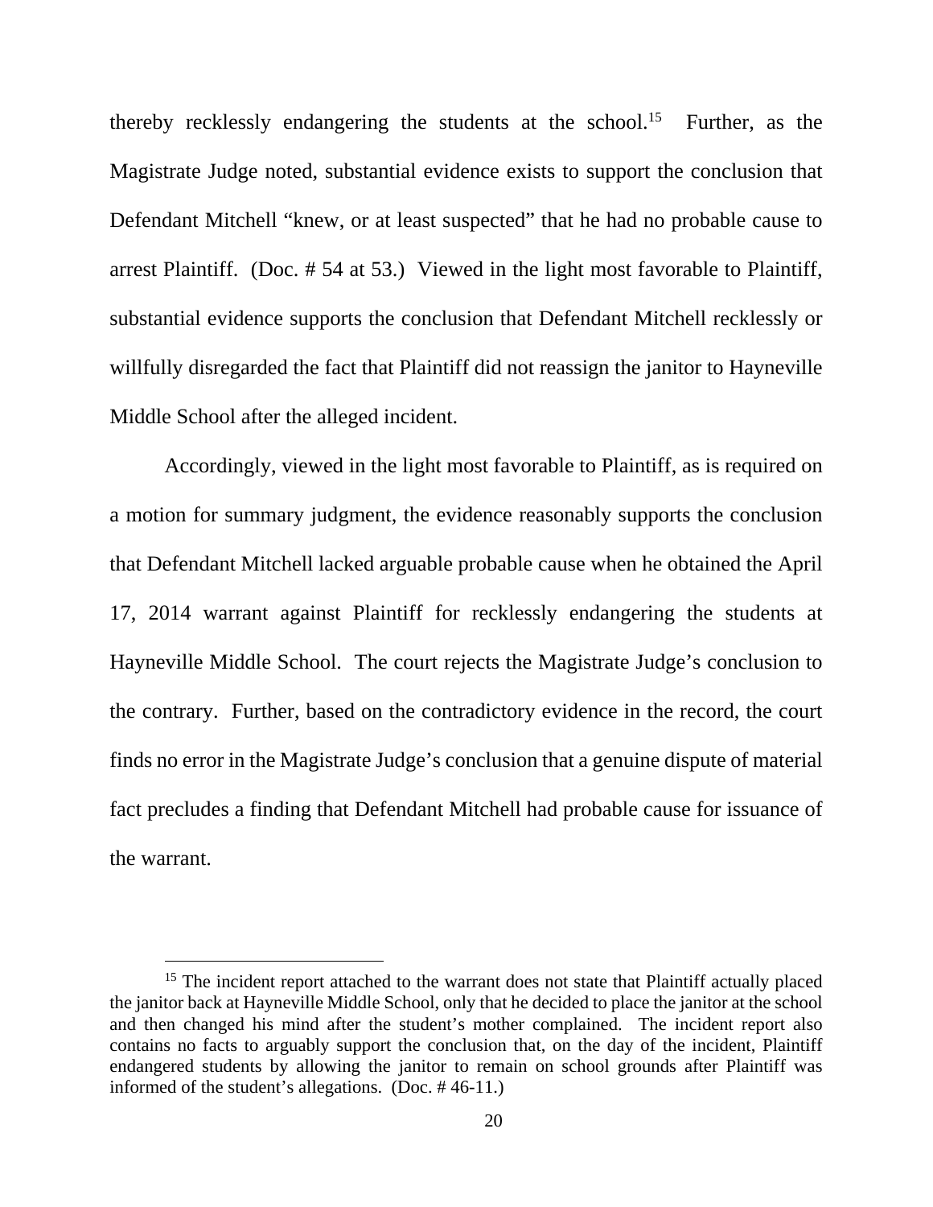thereby recklessly endangering the students at the school.[15] Further, as the Magistrate Judge noted, substantial evidence exists to support the conclusion that Defendant Mitchell "knew, or at least suspected" that he had no probable cause to arrest Plaintiff. (Doc. # 54 at 53.) Viewed in the light most favorable to Plaintiff, substantial evidence supports the conclusion that Defendant Mitchell recklessly or willfully disregarded the fact that Plaintiff did not reassign the janitor to Hayneville Middle School after the alleged incident.

Accordingly, viewed in the light most favorable to Plaintiff, as is required on a motion for summary judgment, the evidence reasonably supports the conclusion that Defendant Mitchell lacked arguable probable cause when he obtained the April 17, 2014 warrant against Plaintiff for recklessly endangering the students at Hayneville Middle School. The court rejects the Magistrate Judge's conclusion to the contrary. Further, based on the contradictory evidence in the record, the court finds no error in the Magistrate Judge's conclusion that a genuine dispute of material fact precludes a finding that Defendant Mitchell had probable cause for issuance of the warrant.

---

[15] The incident report attached to the warrant does not state that Plaintiff actually placed the janitor back at Hayneville Middle School, only that he decided to place the janitor at the school and then changed his mind after the student's mother complained. The incident report also contains no facts to arguably support the conclusion that, on the day of the incident, Plaintiff endangered students by allowing the janitor to remain on school grounds after Plaintiff was informed of the student's allegations. (Doc. # 46-11.)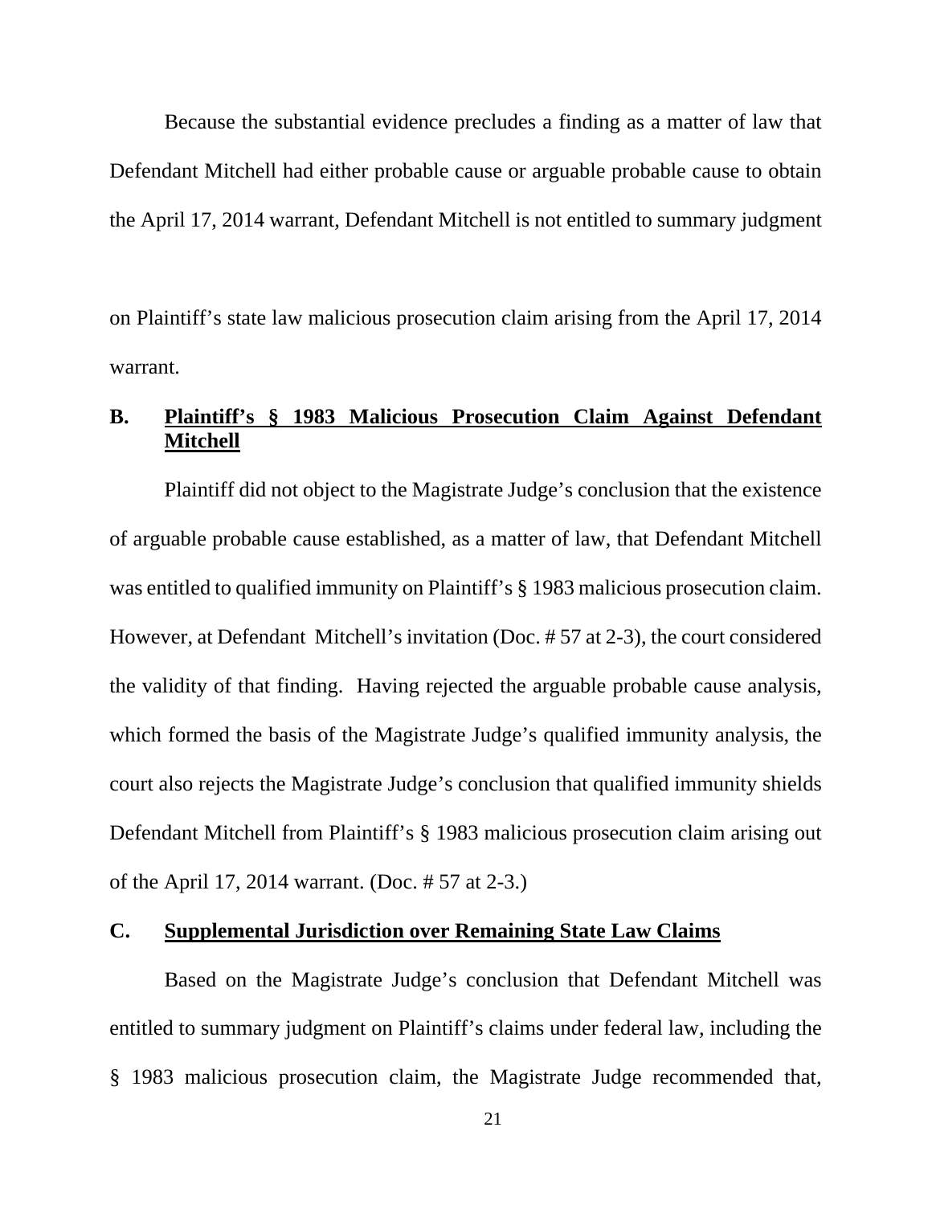Because the substantial evidence precludes a finding as a matter of law that Defendant Mitchell had either probable cause or arguable probable cause to obtain the April 17, 2014 warrant, Defendant Mitchell is not entitled to summary judgment on Plaintiff's state law malicious prosecution claim arising from the April 17, 2014 warrant.

### B. Plaintiff's § 1983 Malicious Prosecution Claim Against Defendant Mitchell

Plaintiff did not object to the Magistrate Judge's conclusion that the existence of arguable probable cause established, as a matter of law, that Defendant Mitchell was entitled to qualified immunity on Plaintiff's § 1983 malicious prosecution claim. However, at Defendant Mitchell's invitation (Doc. # 57 at 2-3), the court considered the validity of that finding. Having rejected the arguable probable cause analysis, which formed the basis of the Magistrate Judge's qualified immunity analysis, the court also rejects the Magistrate Judge's conclusion that qualified immunity shields Defendant Mitchell from Plaintiff's § 1983 malicious prosecution claim arising out of the April 17, 2014 warrant. (Doc. # 57 at 2-3.)

### C. Supplemental Jurisdiction over Remaining State Law Claims

Based on the Magistrate Judge's conclusion that Defendant Mitchell was entitled to summary judgment on Plaintiff's claims under federal law, including the § 1983 malicious prosecution claim, the Magistrate Judge recommended that,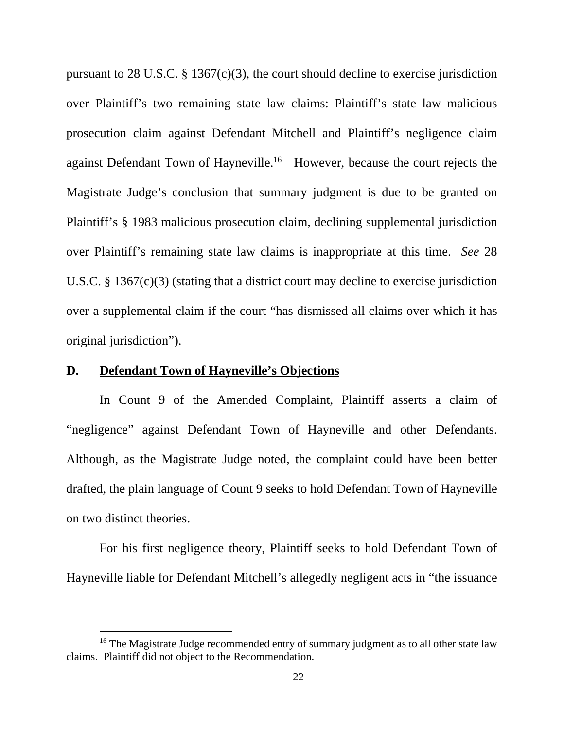pursuant to 28 U.S.C. § 1367(c)(3), the court should decline to exercise jurisdiction over Plaintiff's two remaining state law claims: Plaintiff's state law malicious prosecution claim against Defendant Mitchell and Plaintiff's negligence claim against Defendant Town of Hayneville.[16] However, because the court rejects the Magistrate Judge's conclusion that summary judgment is due to be granted on Plaintiff's § 1983 malicious prosecution claim, declining supplemental jurisdiction over Plaintiff's remaining state law claims is inappropriate at this time. *See* 28 U.S.C. § 1367(c)(3) (stating that a district court may decline to exercise jurisdiction over a supplemental claim if the court "has dismissed all claims over which it has original jurisdiction").

### D. <u>Defendant Town of Hayneville's Objections</u>

In Count 9 of the Amended Complaint, Plaintiff asserts a claim of "negligence" against Defendant Town of Hayneville and other Defendants. Although, as the Magistrate Judge noted, the complaint could have been better drafted, the plain language of Count 9 seeks to hold Defendant Town of Hayneville on two distinct theories.

For his first negligence theory, Plaintiff seeks to hold Defendant Town of Hayneville liable for Defendant Mitchell's allegedly negligent acts in "the issuance

---

[16] The Magistrate Judge recommended entry of summary judgment as to all other state law claims. Plaintiff did not object to the Recommendation.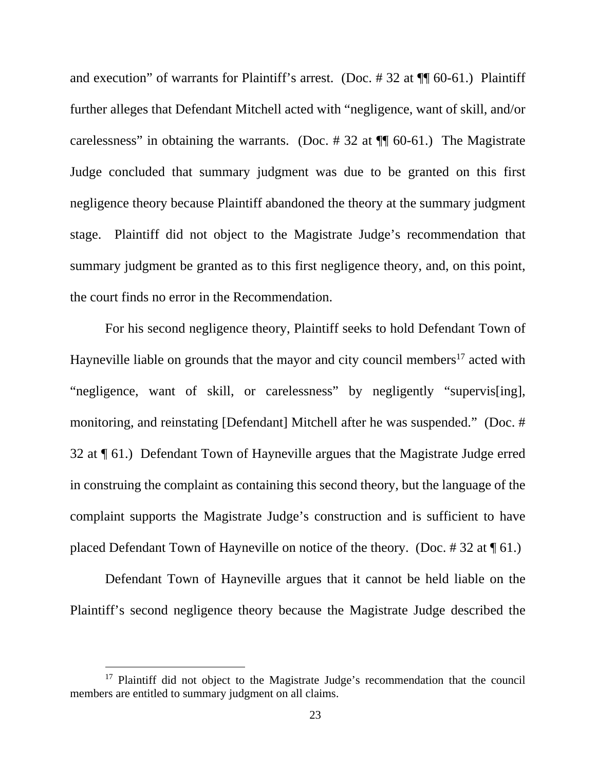and execution" of warrants for Plaintiff's arrest. (Doc. # 32 at ¶¶ 60-61.) Plaintiff further alleges that Defendant Mitchell acted with "negligence, want of skill, and/or carelessness" in obtaining the warrants. (Doc. # 32 at ¶¶ 60-61.) The Magistrate Judge concluded that summary judgment was due to be granted on this first negligence theory because Plaintiff abandoned the theory at the summary judgment stage. Plaintiff did not object to the Magistrate Judge's recommendation that summary judgment be granted as to this first negligence theory, and, on this point, the court finds no error in the Recommendation.

For his second negligence theory, Plaintiff seeks to hold Defendant Town of Hayneville liable on grounds that the mayor and city council members[17] acted with "negligence, want of skill, or carelessness" by negligently "supervis[ing], monitoring, and reinstating [Defendant] Mitchell after he was suspended." (Doc. # 32 at ¶ 61.) Defendant Town of Hayneville argues that the Magistrate Judge erred in construing the complaint as containing this second theory, but the language of the complaint supports the Magistrate Judge's construction and is sufficient to have placed Defendant Town of Hayneville on notice of the theory. (Doc. # 32 at ¶ 61.)

Defendant Town of Hayneville argues that it cannot be held liable on the Plaintiff's second negligence theory because the Magistrate Judge described the

---

[17] Plaintiff did not object to the Magistrate Judge's recommendation that the council members are entitled to summary judgment on all claims.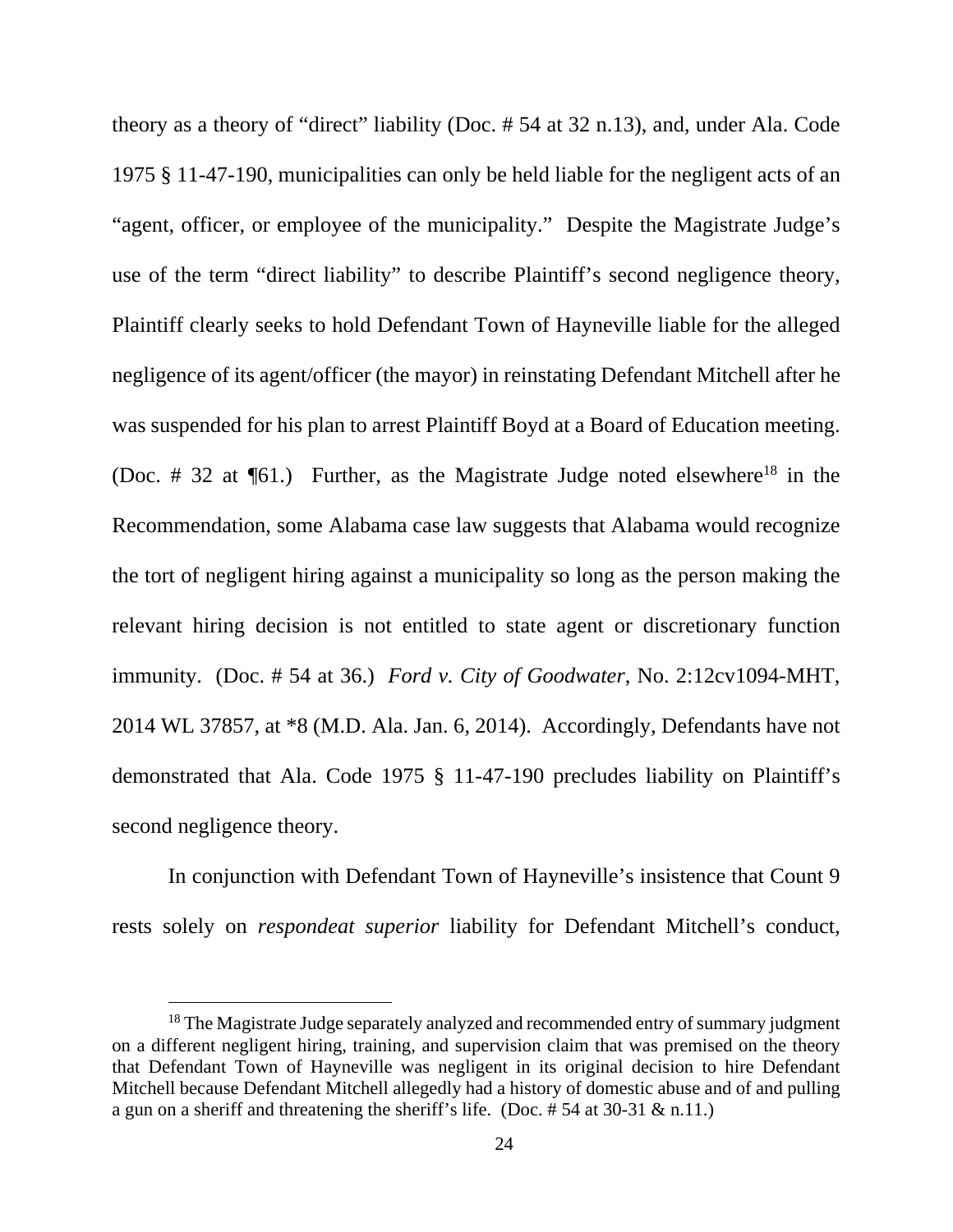theory as a theory of "direct" liability (Doc. # 54 at 32 n.13), and, under Ala. Code 1975 § 11-47-190, municipalities can only be held liable for the negligent acts of an "agent, officer, or employee of the municipality." Despite the Magistrate Judge's use of the term "direct liability" to describe Plaintiff's second negligence theory, Plaintiff clearly seeks to hold Defendant Town of Hayneville liable for the alleged negligence of its agent/officer (the mayor) in reinstating Defendant Mitchell after he was suspended for his plan to arrest Plaintiff Boyd at a Board of Education meeting. (Doc. # 32 at ¶61.) Further, as the Magistrate Judge noted elsewhere[18] in the Recommendation, some Alabama case law suggests that Alabama would recognize the tort of negligent hiring against a municipality so long as the person making the relevant hiring decision is not entitled to state agent or discretionary function immunity. (Doc. # 54 at 36.) *Ford v. City of Goodwater*, No. 2:12cv1094-MHT, 2014 WL 37857, at *8 (M.D. Ala. Jan. 6, 2014). Accordingly, Defendants have not demonstrated that Ala. Code 1975 § 11-47-190 precludes liability on Plaintiff's second negligence theory.

In conjunction with Defendant Town of Hayneville's insistence that Count 9 rests solely on *respondeat superior* liability for Defendant Mitchell's conduct,

[18] The Magistrate Judge separately analyzed and recommended entry of summary judgment on a different negligent hiring, training, and supervision claim that was premised on the theory that Defendant Town of Hayneville was negligent in its original decision to hire Defendant Mitchell because Defendant Mitchell allegedly had a history of domestic abuse and of and pulling a gun on a sheriff and threatening the sheriff's life. (Doc. # 54 at 30-31 & n.11.)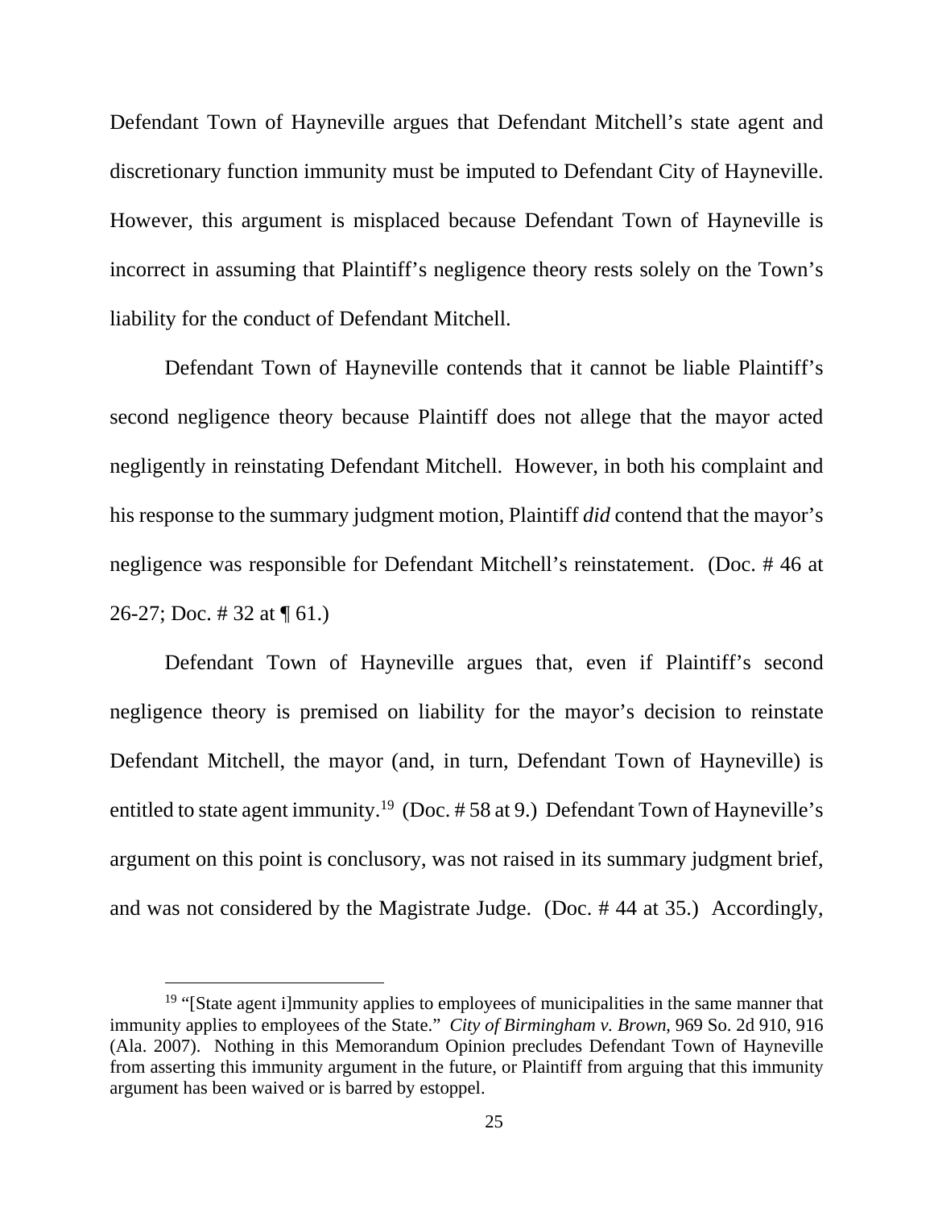Defendant Town of Hayneville argues that Defendant Mitchell's state agent and discretionary function immunity must be imputed to Defendant City of Hayneville. However, this argument is misplaced because Defendant Town of Hayneville is incorrect in assuming that Plaintiff's negligence theory rests solely on the Town's liability for the conduct of Defendant Mitchell.

Defendant Town of Hayneville contends that it cannot be liable Plaintiff's second negligence theory because Plaintiff does not allege that the mayor acted negligently in reinstating Defendant Mitchell. However, in both his complaint and his response to the summary judgment motion, Plaintiff *did* contend that the mayor's negligence was responsible for Defendant Mitchell's reinstatement. (Doc. # 46 at 26-27; Doc. # 32 at ¶ 61.)

Defendant Town of Hayneville argues that, even if Plaintiff's second negligence theory is premised on liability for the mayor's decision to reinstate Defendant Mitchell, the mayor (and, in turn, Defendant Town of Hayneville) is entitled to state agent immunity.[19] (Doc. # 58 at 9.) Defendant Town of Hayneville's argument on this point is conclusory, was not raised in its summary judgment brief, and was not considered by the Magistrate Judge. (Doc. # 44 at 35.) Accordingly,

[19] "[State agent i]mmunity applies to employees of municipalities in the same manner that immunity applies to employees of the State." *City of Birmingham v. Brown*, 969 So. 2d 910, 916 (Ala. 2007). Nothing in this Memorandum Opinion precludes Defendant Town of Hayneville from asserting this immunity argument in the future, or Plaintiff from arguing that this immunity argument has been waived or is barred by estoppel.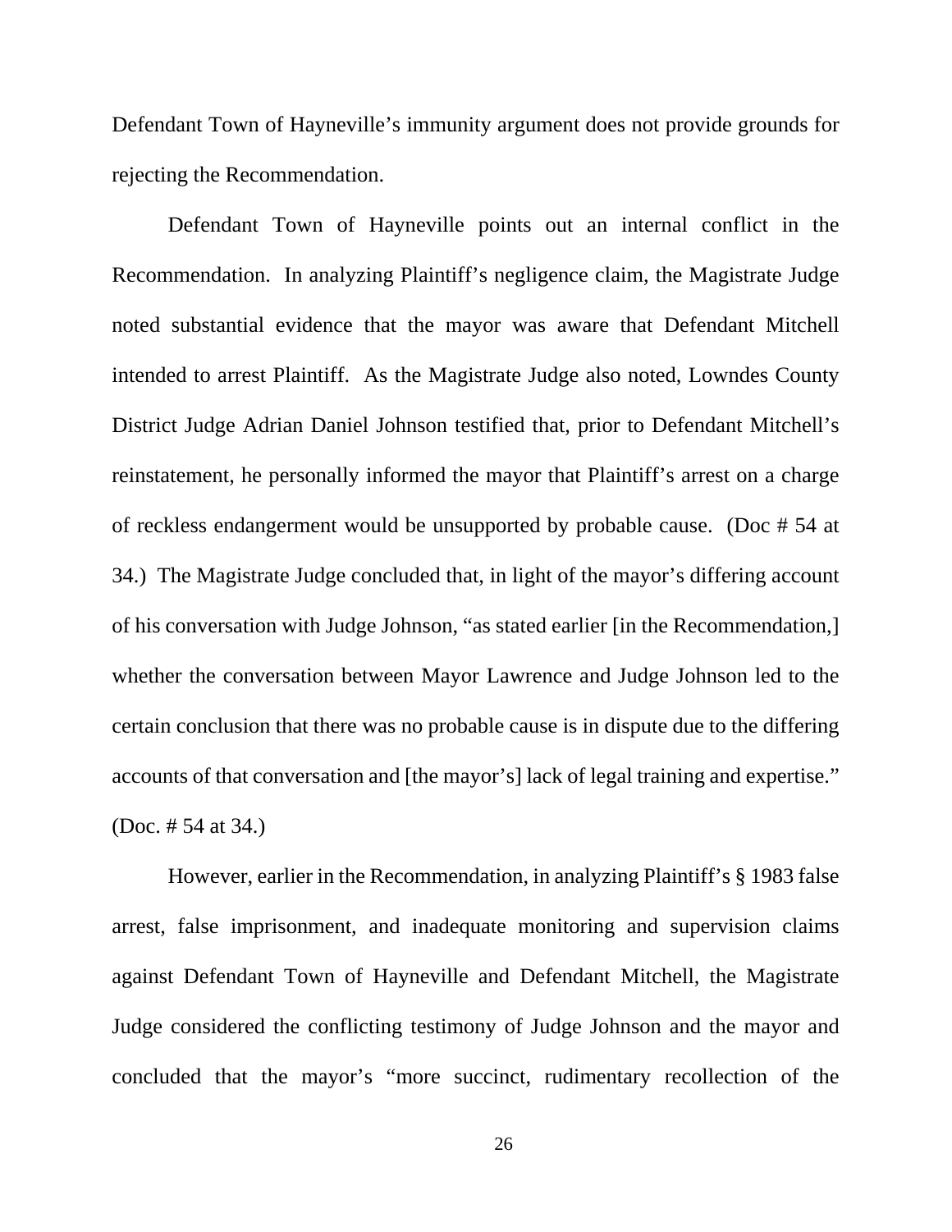Defendant Town of Hayneville's immunity argument does not provide grounds for rejecting the Recommendation.

Defendant Town of Hayneville points out an internal conflict in the Recommendation. In analyzing Plaintiff's negligence claim, the Magistrate Judge noted substantial evidence that the mayor was aware that Defendant Mitchell intended to arrest Plaintiff. As the Magistrate Judge also noted, Lowndes County District Judge Adrian Daniel Johnson testified that, prior to Defendant Mitchell's reinstatement, he personally informed the mayor that Plaintiff's arrest on a charge of reckless endangerment would be unsupported by probable cause. (Doc # 54 at 34.) The Magistrate Judge concluded that, in light of the mayor's differing account of his conversation with Judge Johnson, "as stated earlier [in the Recommendation,] whether the conversation between Mayor Lawrence and Judge Johnson led to the certain conclusion that there was no probable cause is in dispute due to the differing accounts of that conversation and [the mayor's] lack of legal training and expertise." (Doc. # 54 at 34.)

However, earlier in the Recommendation, in analyzing Plaintiff's § 1983 false arrest, false imprisonment, and inadequate monitoring and supervision claims against Defendant Town of Hayneville and Defendant Mitchell, the Magistrate Judge considered the conflicting testimony of Judge Johnson and the mayor and concluded that the mayor's "more succinct, rudimentary recollection of the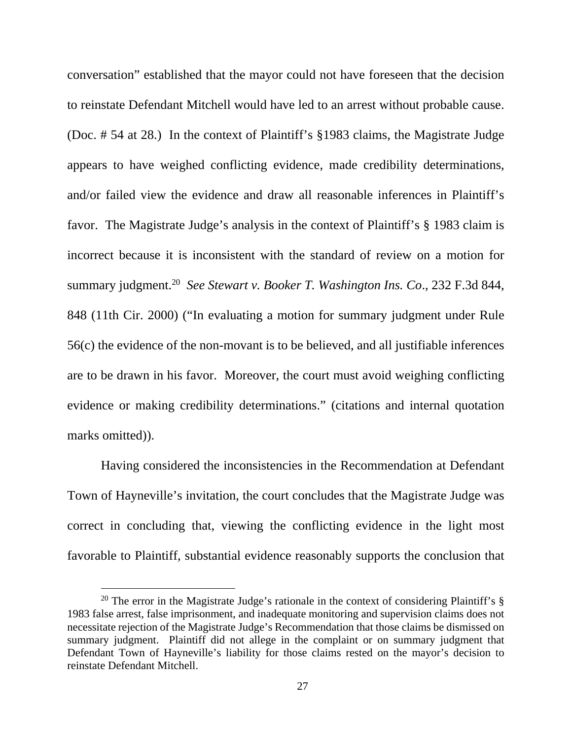conversation" established that the mayor could not have foreseen that the decision to reinstate Defendant Mitchell would have led to an arrest without probable cause. (Doc. # 54 at 28.) In the context of Plaintiff's §1983 claims, the Magistrate Judge appears to have weighed conflicting evidence, made credibility determinations, and/or failed view the evidence and draw all reasonable inferences in Plaintiff's favor. The Magistrate Judge's analysis in the context of Plaintiff's § 1983 claim is incorrect because it is inconsistent with the standard of review on a motion for summary judgment.[20] *See Stewart v. Booker T. Washington Ins. Co*., 232 F.3d 844, 848 (11th Cir. 2000) ("In evaluating a motion for summary judgment under Rule 56(c) the evidence of the non-movant is to be believed, and all justifiable inferences are to be drawn in his favor. Moreover, the court must avoid weighing conflicting evidence or making credibility determinations." (citations and internal quotation marks omitted)).

Having considered the inconsistencies in the Recommendation at Defendant Town of Hayneville's invitation, the court concludes that the Magistrate Judge was correct in concluding that, viewing the conflicting evidence in the light most favorable to Plaintiff, substantial evidence reasonably supports the conclusion that

[20] The error in the Magistrate Judge's rationale in the context of considering Plaintiff's § 1983 false arrest, false imprisonment, and inadequate monitoring and supervision claims does not necessitate rejection of the Magistrate Judge's Recommendation that those claims be dismissed on summary judgment. Plaintiff did not allege in the complaint or on summary judgment that Defendant Town of Hayneville's liability for those claims rested on the mayor's decision to reinstate Defendant Mitchell.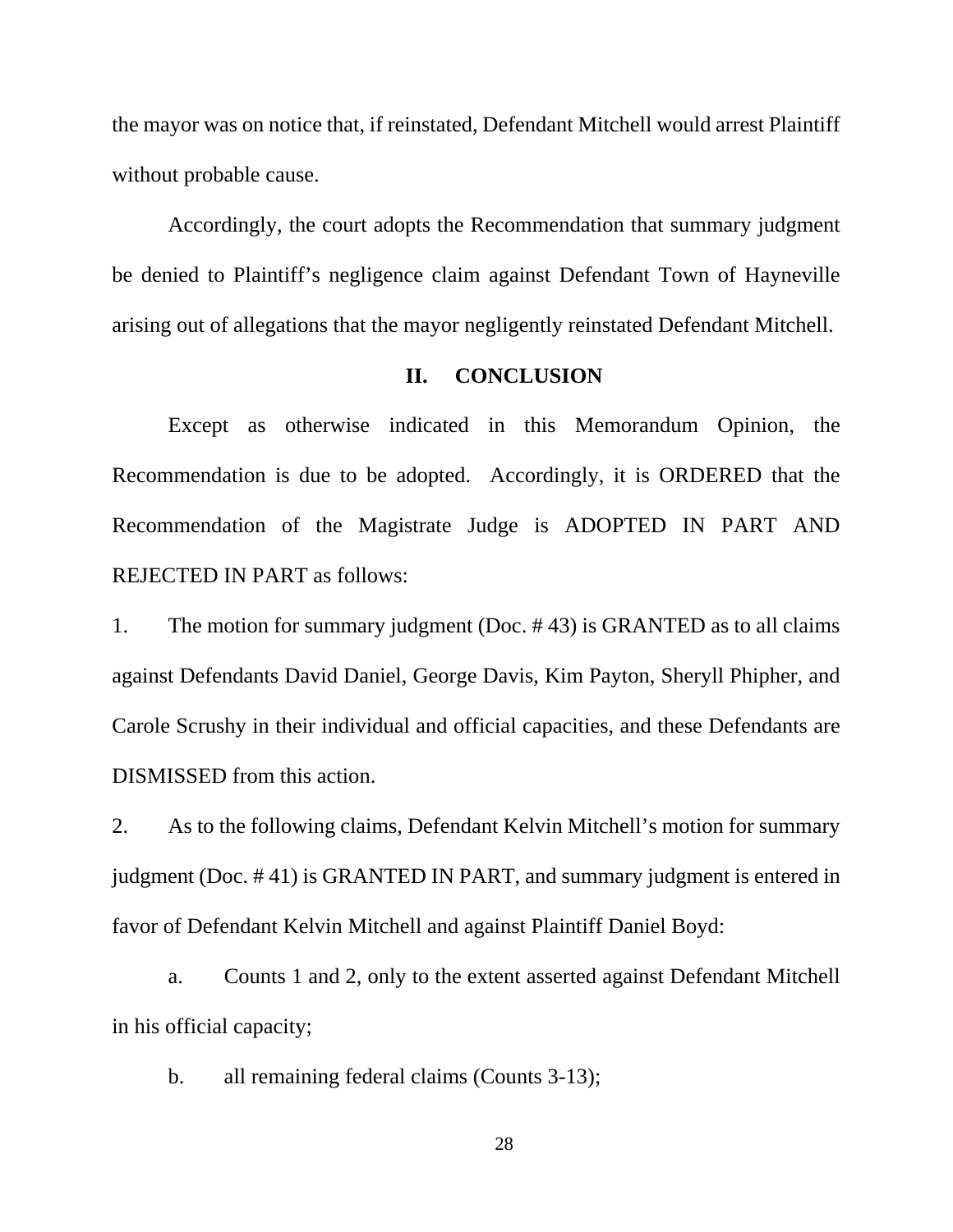the mayor was on notice that, if reinstated, Defendant Mitchell would arrest Plaintiff without probable cause.

Accordingly, the court adopts the Recommendation that summary judgment be denied to Plaintiff's negligence claim against Defendant Town of Hayneville arising out of allegations that the mayor negligently reinstated Defendant Mitchell.

## II. CONCLUSION

Except as otherwise indicated in this Memorandum Opinion, the Recommendation is due to be adopted. Accordingly, it is ORDERED that the Recommendation of the Magistrate Judge is ADOPTED IN PART AND REJECTED IN PART as follows:

1. The motion for summary judgment (Doc. # 43) is GRANTED as to all claims against Defendants David Daniel, George Davis, Kim Payton, Sheryll Phipher, and Carole Scrushy in their individual and official capacities, and these Defendants are DISMISSED from this action.

2. As to the following claims, Defendant Kelvin Mitchell's motion for summary judgment (Doc. # 41) is GRANTED IN PART, and summary judgment is entered in favor of Defendant Kelvin Mitchell and against Plaintiff Daniel Boyd:

   a. Counts 1 and 2, only to the extent asserted against Defendant Mitchell in his official capacity;

   b. all remaining federal claims (Counts 3-13);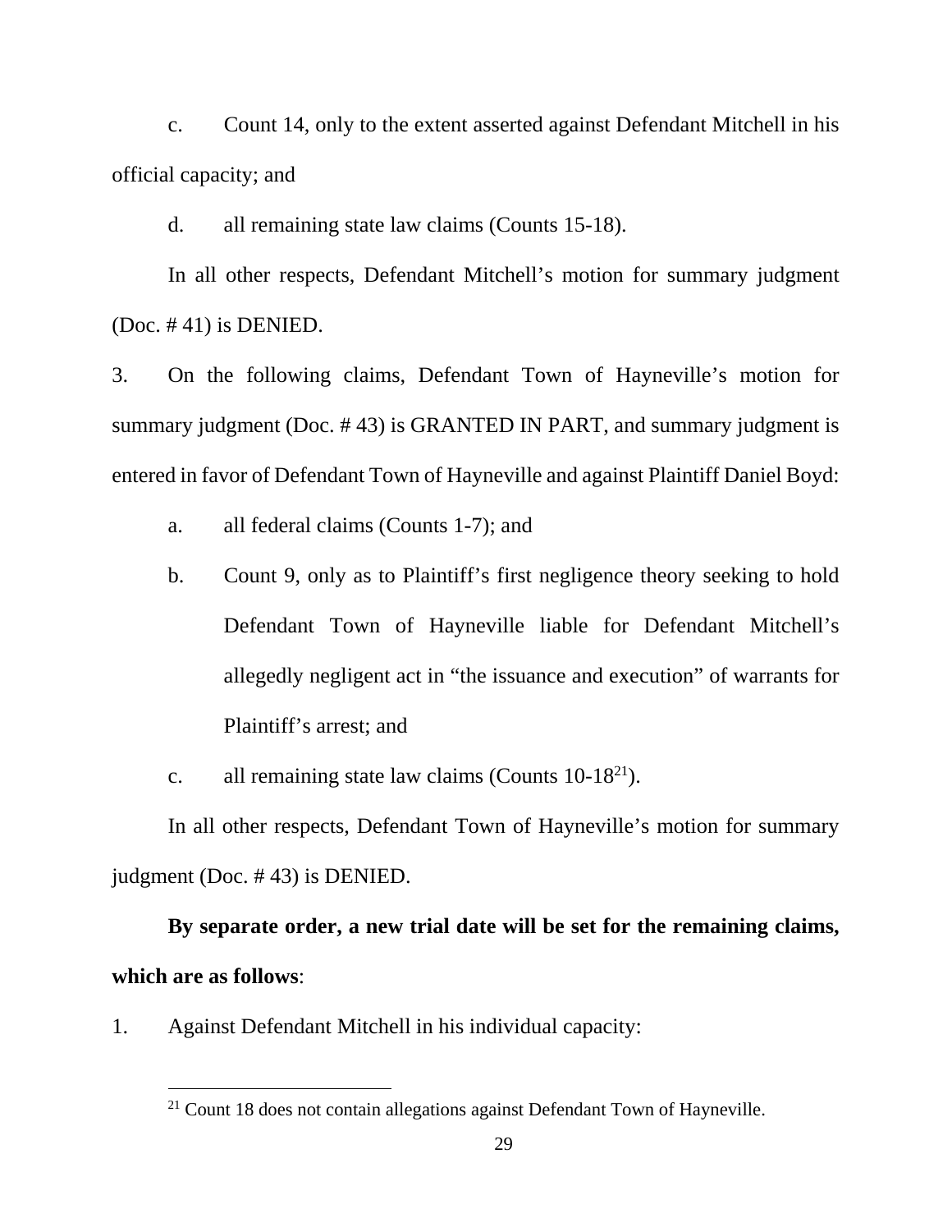c. Count 14, only to the extent asserted against Defendant Mitchell in his official capacity; and

d. all remaining state law claims (Counts 15-18).

In all other respects, Defendant Mitchell's motion for summary judgment (Doc. # 41) is DENIED.

3. On the following claims, Defendant Town of Hayneville's motion for summary judgment (Doc. # 43) is GRANTED IN PART, and summary judgment is entered in favor of Defendant Town of Hayneville and against Plaintiff Daniel Boyd:

   a. all federal claims (Counts 1-7); and

   b. Count 9, only as to Plaintiff's first negligence theory seeking to hold Defendant Town of Hayneville liable for Defendant Mitchell's allegedly negligent act in "the issuance and execution" of warrants for Plaintiff's arrest; and

   c. all remaining state law claims (Counts 10-18[21]).

In all other respects, Defendant Town of Hayneville's motion for summary judgment (Doc. # 43) is DENIED.

**By separate order, a new trial date will be set for the remaining claims, which are as follows**:

1. Against Defendant Mitchell in his individual capacity:

[21] Count 18 does not contain allegations against Defendant Town of Hayneville.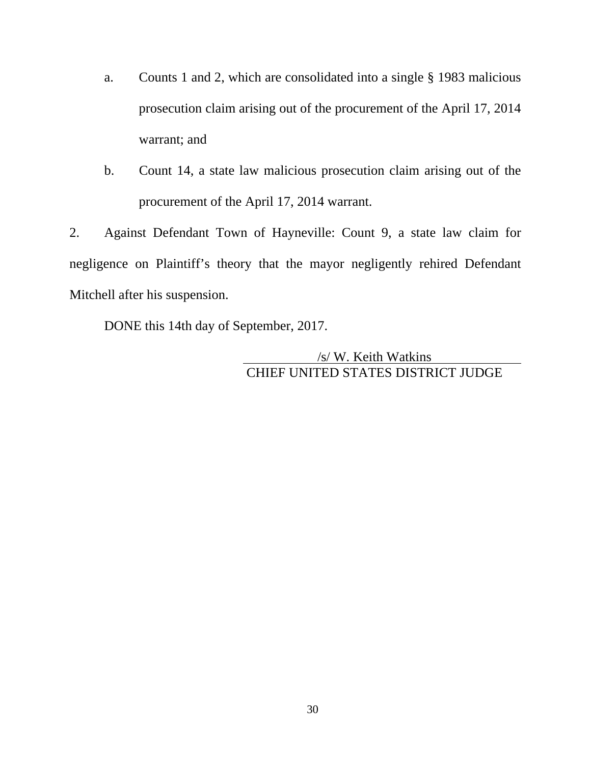a. Counts 1 and 2, which are consolidated into a single § 1983 malicious prosecution claim arising out of the procurement of the April 17, 2014 warrant; and

b. Count 14, a state law malicious prosecution claim arising out of the procurement of the April 17, 2014 warrant.

2. Against Defendant Town of Hayneville: Count 9, a state law claim for negligence on Plaintiff's theory that the mayor negligently rehired Defendant Mitchell after his suspension.

DONE this 14th day of September, 2017.

/s/ W. Keith Watkins
CHIEF UNITED STATES DISTRICT JUDGE